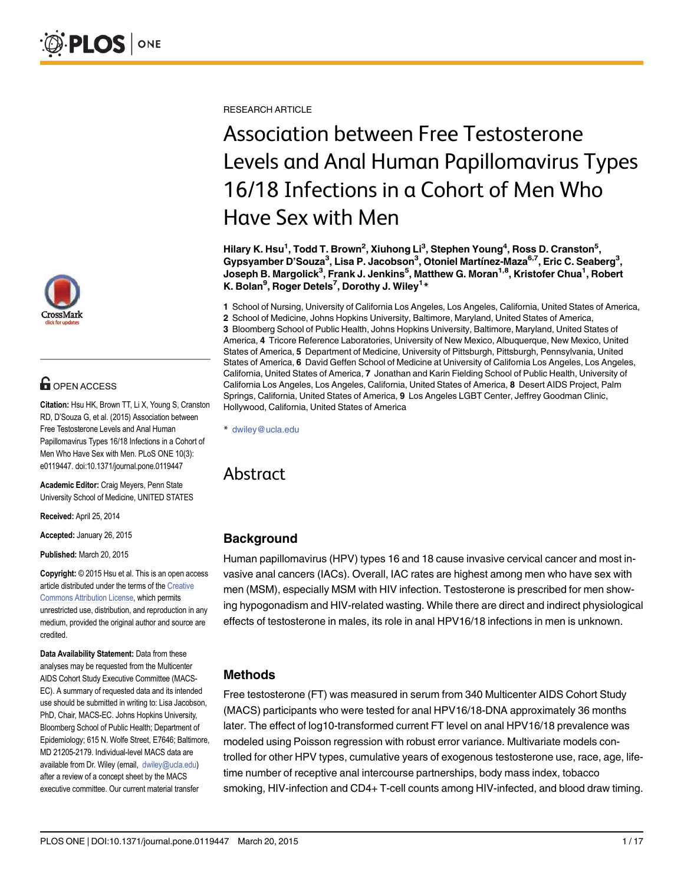RESEARCH ARTICLE

# Association between Free Testosterone Levels and Anal Human Papillomavirus Types 16/18 Infections in a Cohort of Men Who Have Sex with Men

**Hilary K. Hsu[1], Todd T. Brown[2], Xiuhong Li[3], Stephen Young[4], Ross D. Cranston[5], Gypsyamber D'Souza[3], Lisa P. Jacobson[3], Otoniel Martínez-Maza[6,7], Eric C. Seaberg[3], Joseph B. Margolick[3], Frank J. Jenkins[5], Matthew G. Moran[1,8], Kristofer Chua[1], Robert K. Bolan[9], Roger Detels[7], Dorothy J. Wiley[1]***

**1** School of Nursing, University of California Los Angeles, Los Angeles, California, United States of America, **2** School of Medicine, Johns Hopkins University, Baltimore, Maryland, United States of America, **3** Bloomberg School of Public Health, Johns Hopkins University, Baltimore, Maryland, United States of America, **4** Tricore Reference Laboratories, University of New Mexico, Albuquerque, New Mexico, United States of America, **5** Department of Medicine, University of Pittsburgh, Pittsburgh, Pennsylvania, United States of America, **6** David Geffen School of Medicine at University of California Los Angeles, Los Angeles, California, United States of America, **7** Jonathan and Karin Fielding School of Public Health, University of California Los Angeles, Los Angeles, California, United States of America, **8** Desert AIDS Project, Palm Springs, California, United States of America, **9** Los Angeles LGBT Center, Jeffrey Goodman Clinic, Hollywood, California, United States of America

* dwiley@ucla.edu

OPEN ACCESS

**Citation:** Hsu HK, Brown TT, Li X, Young S, Cranston RD, D'Souza G, et al. (2015) Association between Free Testosterone Levels and Anal Human Papillomavirus Types 16/18 Infections in a Cohort of Men Who Have Sex with Men. PLoS ONE 10(3): e0119447. doi:10.1371/journal.pone.0119447

**Academic Editor:** Craig Meyers, Penn State University School of Medicine, UNITED STATES

**Received:** April 25, 2014

**Accepted:** January 26, 2015

**Published:** March 20, 2015

**Copyright:** © 2015 Hsu et al. This is an open access article distributed under the terms of the Creative Commons Attribution License, which permits unrestricted use, distribution, and reproduction in any medium, provided the original author and source are credited.

**Data Availability Statement:** Data from these analyses may be requested from the Multicenter AIDS Cohort Study Executive Committee (MACS-EC). A summary of requested data and its intended use should be submitted in writing to: Lisa Jacobson, PhD, Chair, MACS-EC. Johns Hopkins University, Bloomberg School of Public Health; Department of Epidemiology; 615 N. Wolfe Street, E7646; Baltimore, MD 21205-2179. Individual-level MACS data are available from Dr. Wiley (email, dwiley@ucla.edu) after a review of a concept sheet by the MACS executive committee. Our current material transfer

## Abstract

### Background

Human papillomavirus (HPV) types 16 and 18 cause invasive cervical cancer and most invasive anal cancers (IACs). Overall, IAC rates are highest among men who have sex with men (MSM), especially MSM with HIV infection. Testosterone is prescribed for men showing hypogonadism and HIV-related wasting. While there are direct and indirect physiological effects of testosterone in males, its role in anal HPV16/18 infections in men is unknown.

### Methods

Free testosterone (FT) was measured in serum from 340 Multicenter AIDS Cohort Study (MACS) participants who were tested for anal HPV16/18-DNA approximately 36 months later. The effect of log10-transformed current FT level on anal HPV16/18 prevalence was modeled using Poisson regression with robust error variance. Multivariate models controlled for other HPV types, cumulative years of exogenous testosterone use, race, age, lifetime number of receptive anal intercourse partnerships, body mass index, tobacco smoking, HIV-infection and CD4+ T-cell counts among HIV-infected, and blood draw timing.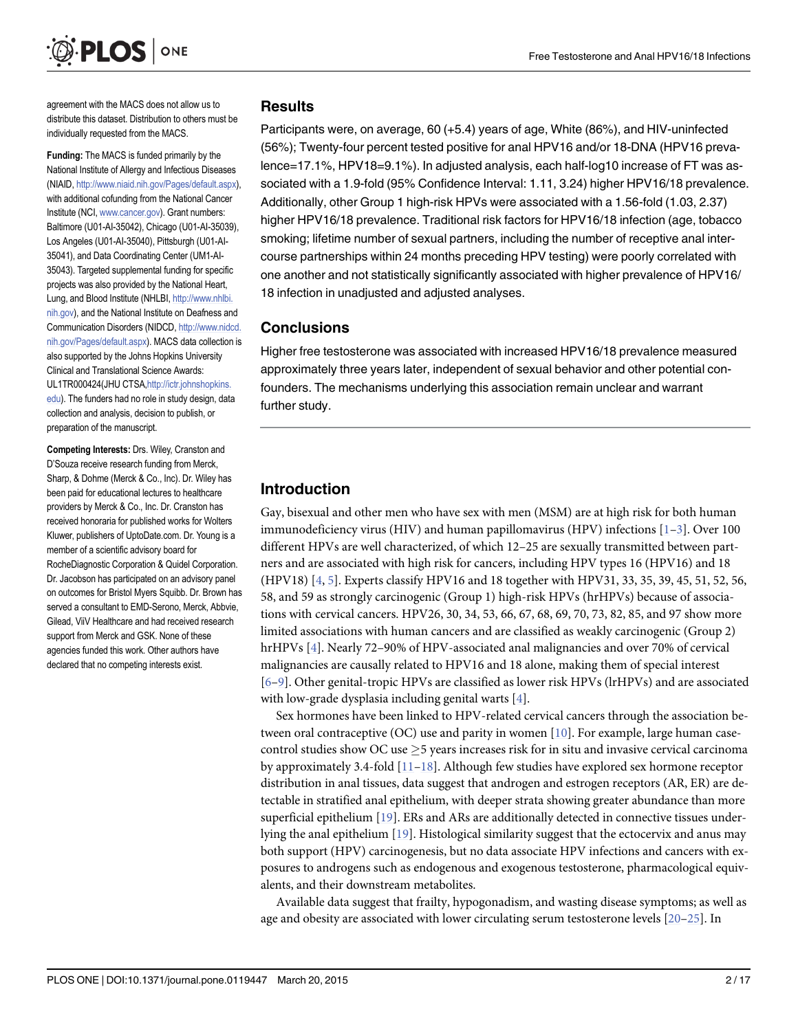agreement with the MACS does not allow us to distribute this dataset. Distribution to others must be individually requested from the MACS.

**Funding:** The MACS is funded primarily by the National Institute of Allergy and Infectious Diseases (NIAID, http://www.niaid.nih.gov/Pages/default.aspx), with additional cofunding from the National Cancer Institute (NCI, www.cancer.gov). Grant numbers: Baltimore (U01-AI-35042), Chicago (U01-AI-35039), Los Angeles (U01-AI-35040), Pittsburgh (U01-AI-35041), and Data Coordinating Center (UM1-AI-35043). Targeted supplemental funding for specific projects was also provided by the National Heart, Lung, and Blood Institute (NHLBI, http://www.nhlbi.nih.gov), and the National Institute on Deafness and Communication Disorders (NIDCD, http://www.nidcd.nih.gov/Pages/default.aspx). MACS data collection is also supported by the Johns Hopkins University Clinical and Translational Science Awards: UL1TR000424(JHU CTSA,http://ictr.johnshopkins.edu). The funders had no role in study design, data collection and analysis, decision to publish, or preparation of the manuscript.

**Competing Interests:** Drs. Wiley, Cranston and D'Souza receive research funding from Merck, Sharp, & Dohme (Merck & Co., Inc). Dr. Wiley has been paid for educational lectures to healthcare providers by Merck & Co., Inc. Dr. Cranston has received honoraria for published works for Wolters Kluwer, publishers of UptoDate.com. Dr. Young is a member of a scientific advisory board for RocheDiagnostic Corporation & Quidel Corporation. Dr. Jacobson has participated on an advisory panel on outcomes for Bristol Myers Squibb. Dr. Brown has served a consultant to EMD-Serono, Merck, Abbvie, Gilead, ViiV Healthcare and had received research support from Merck and GSK. None of these agencies funded this work. Other authors have declared that no competing interests exist.

## Results

Participants were, on average, 60 (+5.4) years of age, White (86%), and HIV-uninfected (56%); Twenty-four percent tested positive for anal HPV16 and/or 18-DNA (HPV16 prevalence=17.1%, HPV18=9.1%). In adjusted analysis, each half-log10 increase of FT was associated with a 1.9-fold (95% Confidence Interval: 1.11, 3.24) higher HPV16/18 prevalence. Additionally, other Group 1 high-risk HPVs were associated with a 1.56-fold (1.03, 2.37) higher HPV16/18 prevalence. Traditional risk factors for HPV16/18 infection (age, tobacco smoking; lifetime number of sexual partners, including the number of receptive anal intercourse partnerships within 24 months preceding HPV testing) were poorly correlated with one another and not statistically significantly associated with higher prevalence of HPV16/18 infection in unadjusted and adjusted analyses.

## Conclusions

Higher free testosterone was associated with increased HPV16/18 prevalence measured approximately three years later, independent of sexual behavior and other potential confounders. The mechanisms underlying this association remain unclear and warrant further study.

## Introduction

Gay, bisexual and other men who have sex with men (MSM) are at high risk for both human immunodeficiency virus (HIV) and human papillomavirus (HPV) infections [1–3]. Over 100 different HPVs are well characterized, of which 12–25 are sexually transmitted between partners and are associated with high risk for cancers, including HPV types 16 (HPV16) and 18 (HPV18) [4, 5]. Experts classify HPV16 and 18 together with HPV31, 33, 35, 39, 45, 51, 52, 56, 58, and 59 as strongly carcinogenic (Group 1) high-risk HPVs (hrHPVs) because of associations with cervical cancers. HPV26, 30, 34, 53, 66, 67, 68, 69, 70, 73, 82, 85, and 97 show more limited associations with human cancers and are classified as weakly carcinogenic (Group 2) hrHPVs [4]. Nearly 72–90% of HPV-associated anal malignancies and over 70% of cervical malignancies are causally related to HPV16 and 18 alone, making them of special interest [6–9]. Other genital-tropic HPVs are classified as lower risk HPVs (lrHPVs) and are associated with low-grade dysplasia including genital warts [4].

Sex hormones have been linked to HPV-related cervical cancers through the association between oral contraceptive (OC) use and parity in women [10]. For example, large human case-control studies show OC use ≥5 years increases risk for in situ and invasive cervical carcinoma by approximately 3.4-fold [11–18]. Although few studies have explored sex hormone receptor distribution in anal tissues, data suggest that androgen and estrogen receptors (AR, ER) are detectable in stratified anal epithelium, with deeper strata showing greater abundance than more superficial epithelium [19]. ERs and ARs are additionally detected in connective tissues underlying the anal epithelium [19]. Histological similarity suggest that the ectocervix and anus may both support (HPV) carcinogenesis, but no data associate HPV infections and cancers with exposures to androgens such as endogenous and exogenous testosterone, pharmacological equivalents, and their downstream metabolites.

Available data suggest that frailty, hypogonadism, and wasting disease symptoms; as well as age and obesity are associated with lower circulating serum testosterone levels [20–25]. In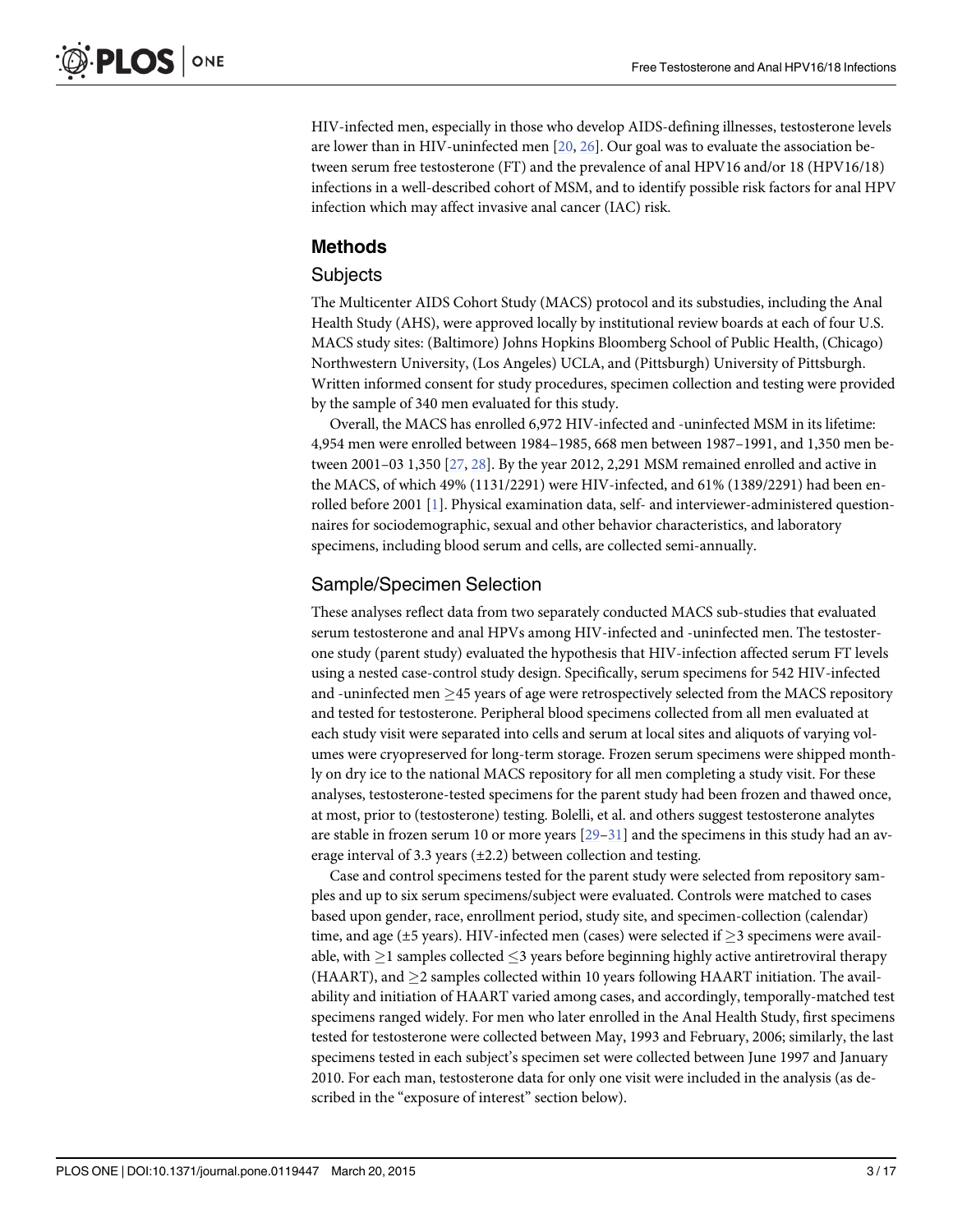HIV-infected men, especially in those who develop AIDS-defining illnesses, testosterone levels are lower than in HIV-uninfected men [20, 26]. Our goal was to evaluate the association between serum free testosterone (FT) and the prevalence of anal HPV16 and/or 18 (HPV16/18) infections in a well-described cohort of MSM, and to identify possible risk factors for anal HPV infection which may affect invasive anal cancer (IAC) risk.

## Methods

### Subjects

The Multicenter AIDS Cohort Study (MACS) protocol and its substudies, including the Anal Health Study (AHS), were approved locally by institutional review boards at each of four U.S. MACS study sites: (Baltimore) Johns Hopkins Bloomberg School of Public Health, (Chicago) Northwestern University, (Los Angeles) UCLA, and (Pittsburgh) University of Pittsburgh. Written informed consent for study procedures, specimen collection and testing were provided by the sample of 340 men evaluated for this study.

Overall, the MACS has enrolled 6,972 HIV-infected and -uninfected MSM in its lifetime: 4,954 men were enrolled between 1984–1985, 668 men between 1987–1991, and 1,350 men between 2001–03 1,350 [27, 28]. By the year 2012, 2,291 MSM remained enrolled and active in the MACS, of which 49% (1131/2291) were HIV-infected, and 61% (1389/2291) had been enrolled before 2001 [1]. Physical examination data, self- and interviewer-administered questionnaires for sociodemographic, sexual and other behavior characteristics, and laboratory specimens, including blood serum and cells, are collected semi-annually.

### Sample/Specimen Selection

These analyses reflect data from two separately conducted MACS sub-studies that evaluated serum testosterone and anal HPVs among HIV-infected and -uninfected men. The testosterone study (parent study) evaluated the hypothesis that HIV-infection affected serum FT levels using a nested case-control study design. Specifically, serum specimens for 542 HIV-infected and -uninfected men $\geq$45 years of age were retrospectively selected from the MACS repository and tested for testosterone. Peripheral blood specimens collected from all men evaluated at each study visit were separated into cells and serum at local sites and aliquots of varying volumes were cryopreserved for long-term storage. Frozen serum specimens were shipped monthly on dry ice to the national MACS repository for all men completing a study visit. For these analyses, testosterone-tested specimens for the parent study had been frozen and thawed once, at most, prior to (testosterone) testing. Bolelli, et al. and others suggest testosterone analytes are stable in frozen serum 10 or more years [29–31] and the specimens in this study had an average interval of 3.3 years ($\pm$2.2) between collection and testing.

Case and control specimens tested for the parent study were selected from repository samples and up to six serum specimens/subject were evaluated. Controls were matched to cases based upon gender, race, enrollment period, study site, and specimen-collection (calendar) time, and age ($\pm$5 years). HIV-infected men (cases) were selected if $\geq$3 specimens were available, with $\geq$1 samples collected $\leq$3 years before beginning highly active antiretroviral therapy (HAART), and $\geq$2 samples collected within 10 years following HAART initiation. The availability and initiation of HAART varied among cases, and accordingly, temporally-matched test specimens ranged widely. For men who later enrolled in the Anal Health Study, first specimens tested for testosterone were collected between May, 1993 and February, 2006; similarly, the last specimens tested in each subject's specimen set were collected between June 1997 and January 2010. For each man, testosterone data for only one visit were included in the analysis (as described in the "exposure of interest" section below).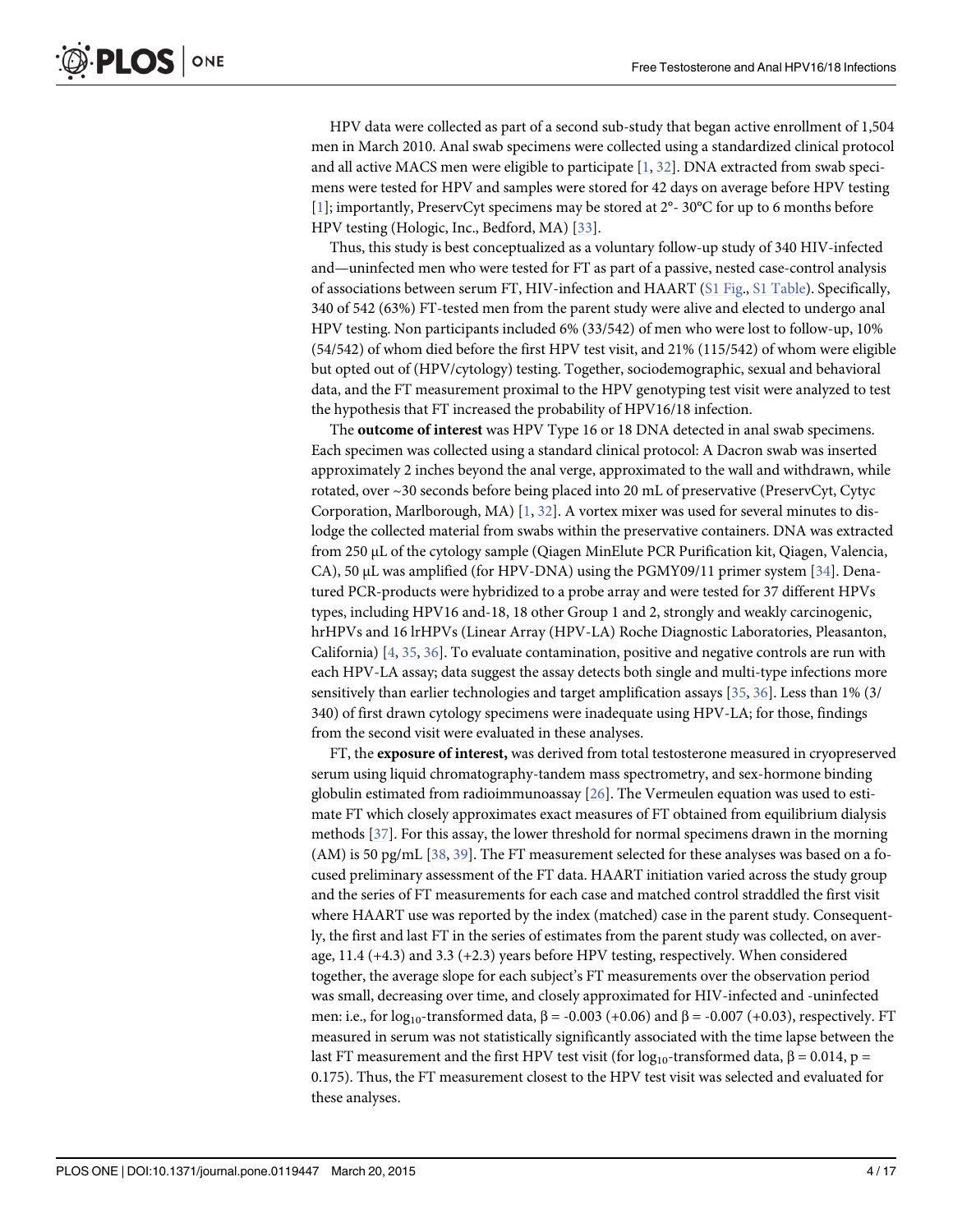HPV data were collected as part of a second sub-study that began active enrollment of 1,504 men in March 2010. Anal swab specimens were collected using a standardized clinical protocol and all active MACS men were eligible to participate [1, 32]. DNA extracted from swab specimens were tested for HPV and samples were stored for 42 days on average before HPV testing [1]; importantly, PreservCyt specimens may be stored at 2°- 30°C for up to 6 months before HPV testing (Hologic, Inc., Bedford, MA) [33].

Thus, this study is best conceptualized as a voluntary follow-up study of 340 HIV-infected and—uninfected men who were tested for FT as part of a passive, nested case-control analysis of associations between serum FT, HIV-infection and HAART (S1 Fig., S1 Table). Specifically, 340 of 542 (63%) FT-tested men from the parent study were alive and elected to undergo anal HPV testing. Non participants included 6% (33/542) of men who were lost to follow-up, 10% (54/542) of whom died before the first HPV test visit, and 21% (115/542) of whom were eligible but opted out of (HPV/cytology) testing. Together, sociodemographic, sexual and behavioral data, and the FT measurement proximal to the HPV genotyping test visit were analyzed to test the hypothesis that FT increased the probability of HPV16/18 infection.

The **outcome of interest** was HPV Type 16 or 18 DNA detected in anal swab specimens. Each specimen was collected using a standard clinical protocol: A Dacron swab was inserted approximately 2 inches beyond the anal verge, approximated to the wall and withdrawn, while rotated, over ~30 seconds before being placed into 20 mL of preservative (PreservCyt, Cytyc Corporation, Marlborough, MA) [1, 32]. A vortex mixer was used for several minutes to dislodge the collected material from swabs within the preservative containers. DNA was extracted from 250 μL of the cytology sample (Qiagen MinElute PCR Purification kit, Qiagen, Valencia, CA), 50 μL was amplified (for HPV-DNA) using the PGMY09/11 primer system [34]. Denatured PCR-products were hybridized to a probe array and were tested for 37 different HPVs types, including HPV16 and-18, 18 other Group 1 and 2, strongly and weakly carcinogenic, hrHPVs and 16 lrHPVs (Linear Array (HPV-LA) Roche Diagnostic Laboratories, Pleasanton, California) [4, 35, 36]. To evaluate contamination, positive and negative controls are run with each HPV-LA assay; data suggest the assay detects both single and multi-type infections more sensitively than earlier technologies and target amplification assays [35, 36]. Less than 1% (3/340) of first drawn cytology specimens were inadequate using HPV-LA; for those, findings from the second visit were evaluated in these analyses.

FT, the **exposure of interest,** was derived from total testosterone measured in cryopreserved serum using liquid chromatography-tandem mass spectrometry, and sex-hormone binding globulin estimated from radioimmunoassay [26]. The Vermeulen equation was used to estimate FT which closely approximates exact measures of FT obtained from equilibrium dialysis methods [37]. For this assay, the lower threshold for normal specimens drawn in the morning (AM) is 50 pg/mL [38, 39]. The FT measurement selected for these analyses was based on a focused preliminary assessment of the FT data. HAART initiation varied across the study group and the series of FT measurements for each case and matched control straddled the first visit where HAART use was reported by the index (matched) case in the parent study. Consequently, the first and last FT in the series of estimates from the parent study was collected, on average, 11.4 (+4.3) and 3.3 (+2.3) years before HPV testing, respectively. When considered together, the average slope for each subject's FT measurements over the observation period was small, decreasing over time, and closely approximated for HIV-infected and -uninfected men: i.e., for $\log_{10}$-transformed data, $\beta = -0.003$ (+0.06) and $\beta = -0.007$ (+0.03), respectively. FT measured in serum was not statistically significantly associated with the time lapse between the last FT measurement and the first HPV test visit (for $\log_{10}$-transformed data, $\beta = 0.014$, $p = 0.175$). Thus, the FT measurement closest to the HPV test visit was selected and evaluated for these analyses.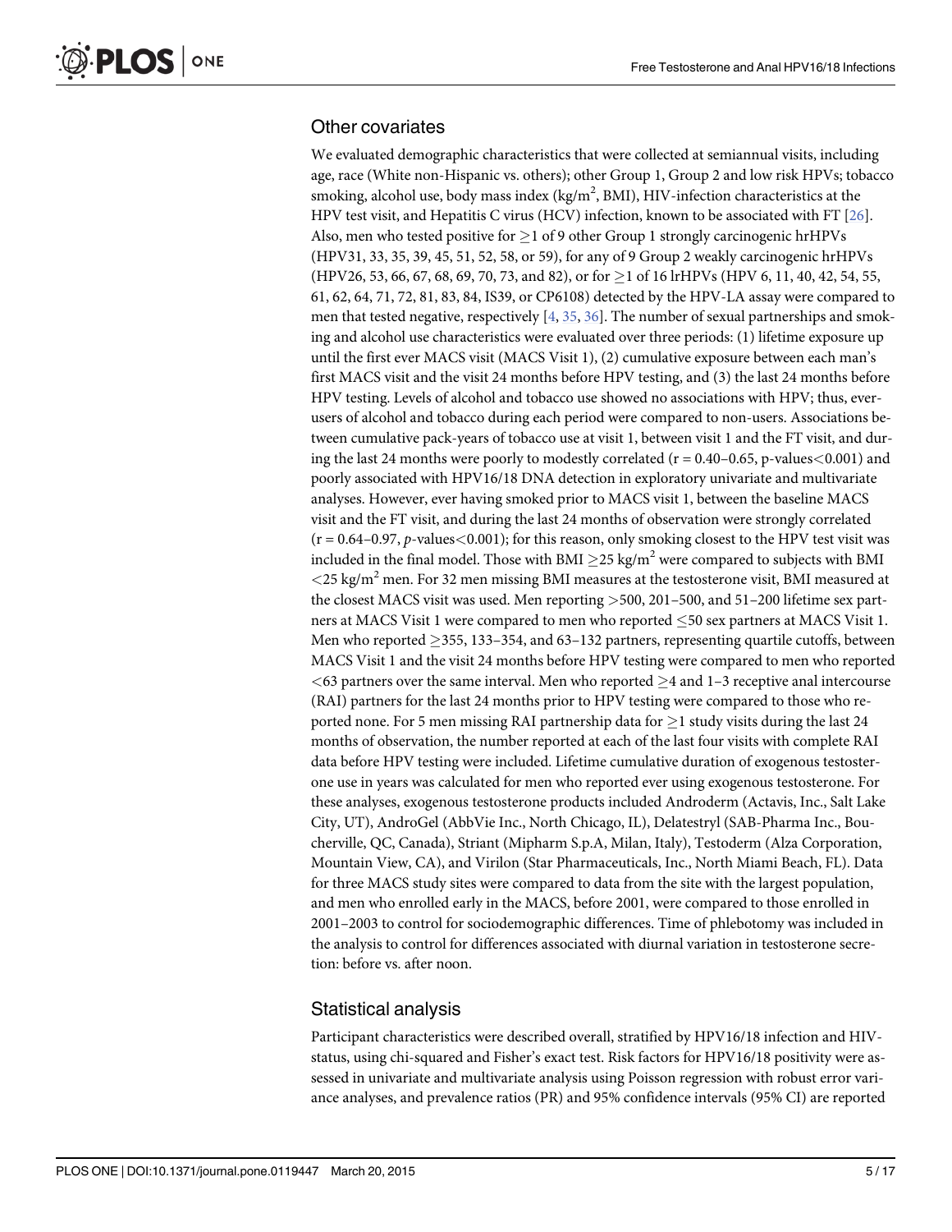## Other covariates

We evaluated demographic characteristics that were collected at semiannual visits, including age, race (White non-Hispanic vs. others); other Group 1, Group 2 and low risk HPVs; tobacco smoking, alcohol use, body mass index ($kg/m^2$, BMI), HIV-infection characteristics at the HPV test visit, and Hepatitis C virus (HCV) infection, known to be associated with FT [26]. Also, men who tested positive for ≥1 of 9 other Group 1 strongly carcinogenic hrHPVs (HPV31, 33, 35, 39, 45, 51, 52, 58, or 59), for any of 9 Group 2 weakly carcinogenic hrHPVs (HPV26, 53, 66, 67, 68, 69, 70, 73, and 82), or for ≥1 of 16 lrHPVs (HPV 6, 11, 40, 42, 54, 55, 61, 62, 64, 71, 72, 81, 83, 84, IS39, or CP6108) detected by the HPV-LA assay were compared to men that tested negative, respectively [4, 35, 36]. The number of sexual partnerships and smoking and alcohol use characteristics were evaluated over three periods: (1) lifetime exposure up until the first ever MACS visit (MACS Visit 1), (2) cumulative exposure between each man's first MACS visit and the visit 24 months before HPV testing, and (3) the last 24 months before HPV testing. Levels of alcohol and tobacco use showed no associations with HPV; thus, ever-users of alcohol and tobacco during each period were compared to non-users. Associations between cumulative pack-years of tobacco use at visit 1, between visit 1 and the FT visit, and during the last 24 months were poorly to modestly correlated ($r = 0.40–0.65$, p-values<0.001) and poorly associated with HPV16/18 DNA detection in exploratory univariate and multivariate analyses. However, ever having smoked prior to MACS visit 1, between the baseline MACS visit and the FT visit, and during the last 24 months of observation were strongly correlated ($r = 0.64–0.97$, *p*-values<0.001); for this reason, only smoking closest to the HPV test visit was included in the final model. Those with BMI ≥25 $kg/m^2$ were compared to subjects with BMI <25 $kg/m^2$ men. For 32 men missing BMI measures at the testosterone visit, BMI measured at the closest MACS visit was used. Men reporting >500, 201–500, and 51–200 lifetime sex partners at MACS Visit 1 were compared to men who reported ≤50 sex partners at MACS Visit 1. Men who reported ≥355, 133–354, and 63–132 partners, representing quartile cutoffs, between MACS Visit 1 and the visit 24 months before HPV testing were compared to men who reported <63 partners over the same interval. Men who reported ≥4 and 1–3 receptive anal intercourse (RAI) partners for the last 24 months prior to HPV testing were compared to those who reported none. For 5 men missing RAI partnership data for ≥1 study visits during the last 24 months of observation, the number reported at each of the last four visits with complete RAI data before HPV testing were included. Lifetime cumulative duration of exogenous testosterone use in years was calculated for men who reported ever using exogenous testosterone. For these analyses, exogenous testosterone products included Androderm (Actavis, Inc., Salt Lake City, UT), AndroGel (AbbVie Inc., North Chicago, IL), Delatestryl (SAB-Pharma Inc., Boucherville, QC, Canada), Striant (Mipharm S.p.A, Milan, Italy), Testoderm (Alza Corporation, Mountain View, CA), and Virilon (Star Pharmaceuticals, Inc., North Miami Beach, FL). Data for three MACS study sites were compared to data from the site with the largest population, and men who enrolled early in the MACS, before 2001, were compared to those enrolled in 2001–2003 to control for sociodemographic differences. Time of phlebotomy was included in the analysis to control for differences associated with diurnal variation in testosterone secretion: before vs. after noon.

## Statistical analysis

Participant characteristics were described overall, stratified by HPV16/18 infection and HIV-status, using chi-squared and Fisher's exact test. Risk factors for HPV16/18 positivity were assessed in univariate and multivariate analysis using Poisson regression with robust error variance analyses, and prevalence ratios (PR) and 95% confidence intervals (95% CI) are reported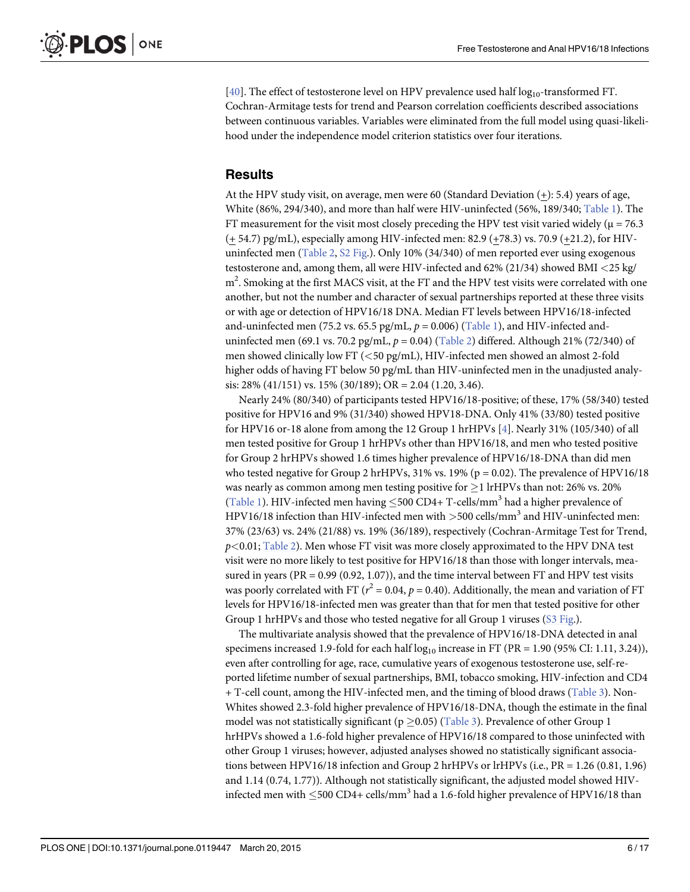[40]. The effect of testosterone level on HPV prevalence used half $\log_{10}$-transformed FT. Cochran-Armitage tests for trend and Pearson correlation coefficients described associations between continuous variables. Variables were eliminated from the full model using quasi-likelihood under the independence model criterion statistics over four iterations.

## Results

At the HPV study visit, on average, men were 60 (Standard Deviation ($\pm$): 5.4) years of age, White (86%, 294/340), and more than half were HIV-uninfected (56%, 189/340; Table 1). The FT measurement for the visit most closely preceding the HPV test visit varied widely ($\mu$ = 76.3 ($\pm$ 54.7) pg/mL), especially among HIV-infected men: 82.9 ($\pm$78.3) vs. 70.9 ($\pm$21.2), for HIV-uninfected men (Table 2, S2 Fig.). Only 10% (34/340) of men reported ever using exogenous testosterone and, among them, all were HIV-infected and 62% (21/34) showed BMI <25 kg/m$^2$. Smoking at the first MACS visit, at the FT and the HPV test visits were correlated with one another, but not the number and character of sexual partnerships reported at these three visits or with age or detection of HPV16/18 DNA. Median FT levels between HPV16/18-infected and-uninfected men (75.2 vs. 65.5 pg/mL, $p$ = 0.006) (Table 1), and HIV-infected and-uninfected men (69.1 vs. 70.2 pg/mL, $p$ = 0.04) (Table 2) differed. Although 21% (72/340) of men showed clinically low FT (<50 pg/mL), HIV-infected men showed an almost 2-fold higher odds of having FT below 50 pg/mL than HIV-uninfected men in the unadjusted analysis: 28% (41/151) vs. 15% (30/189); OR = 2.04 (1.20, 3.46).

Nearly 24% (80/340) of participants tested HPV16/18-positive; of these, 17% (58/340) tested positive for HPV16 and 9% (31/340) showed HPV18-DNA. Only 41% (33/80) tested positive for HPV16 or-18 alone from among the 12 Group 1 hrHPVs [4]. Nearly 31% (105/340) of all men tested positive for Group 1 hrHPVs other than HPV16/18, and men who tested positive for Group 2 hrHPVs showed 1.6 times higher prevalence of HPV16/18-DNA than did men who tested negative for Group 2 hrHPVs, 31% vs. 19% (p = 0.02). The prevalence of HPV16/18 was nearly as common among men testing positive for $\geq$1 lrHPVs than not: 26% vs. 20% (Table 1). HIV-infected men having $\leq$500 CD4+ T-cells/mm$^3$ had a higher prevalence of HPV16/18 infection than HIV-infected men with >500 cells/mm$^3$ and HIV-uninfected men: 37% (23/63) vs. 24% (21/88) vs. 19% (36/189), respectively (Cochran-Armitage Test for Trend, $p$<0.01; Table 2). Men whose FT visit was more closely approximated to the HPV DNA test visit were no more likely to test positive for HPV16/18 than those with longer intervals, measured in years (PR = 0.99 (0.92, 1.07)), and the time interval between FT and HPV test visits was poorly correlated with FT ($r^2$ = 0.04, $p$ = 0.40). Additionally, the mean and variation of FT levels for HPV16/18-infected men was greater than that for men that tested positive for other Group 1 hrHPVs and those who tested negative for all Group 1 viruses (S3 Fig.).

The multivariate analysis showed that the prevalence of HPV16/18-DNA detected in anal specimens increased 1.9-fold for each half $\log_{10}$ increase in FT (PR = 1.90 (95% CI: 1.11, 3.24)), even after controlling for age, race, cumulative years of exogenous testosterone use, self-reported lifetime number of sexual partnerships, BMI, tobacco smoking, HIV-infection and CD4 + T-cell count, among the HIV-infected men, and the timing of blood draws (Table 3). Non-Whites showed 2.3-fold higher prevalence of HPV16/18-DNA, though the estimate in the final model was not statistically significant (p $\geq$0.05) (Table 3). Prevalence of other Group 1 hrHPVs showed a 1.6-fold higher prevalence of HPV16/18 compared to those uninfected with other Group 1 viruses; however, adjusted analyses showed no statistically significant associations between HPV16/18 infection and Group 2 hrHPVs or lrHPVs (i.e., PR = 1.26 (0.81, 1.96) and 1.14 (0.74, 1.77)). Although not statistically significant, the adjusted model showed HIV-infected men with $\leq$500 CD4+ cells/mm$^3$ had a 1.6-fold higher prevalence of HPV16/18 than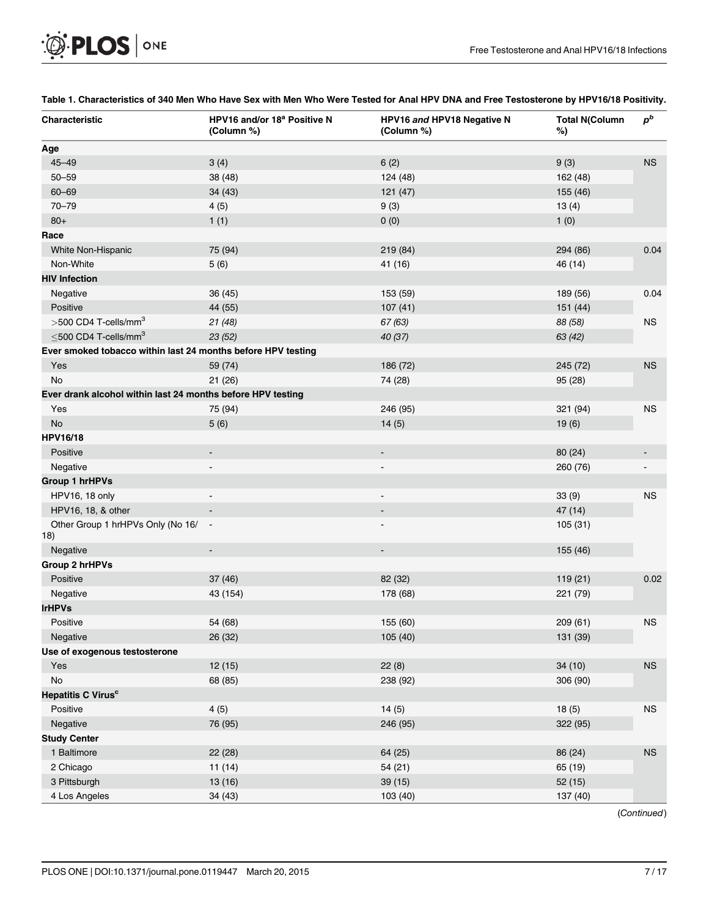**Table 1. Characteristics of 340 Men Who Have Sex with Men Who Were Tested for Anal HPV DNA and Free Testosterone by HPV16/18 Positivity.**

| Characteristic | HPV16 and/or 18[a] Positive N (Column %) | HPV16 *and* HPV18 Negative N (Column %) | Total N(Column %) | $p^b$ |
|---|---|---|---|---|
| **Age** | | | | |
| 45–49 | 3 (4) | 6 (2) | 9 (3) | NS |
| 50–59 | 38 (48) | 124 (48) | 162 (48) | |
| 60–69 | 34 (43) | 121 (47) | 155 (46) | |
| 70–79 | 4 (5) | 9 (3) | 13 (4) | |
| 80+ | 1 (1) | 0 (0) | 1 (0) | |
| **Race** | | | | |
| White Non-Hispanic | 75 (94) | 219 (84) | 294 (86) | 0.04 |
| Non-White | 5 (6) | 41 (16) | 46 (14) | |
| **HIV Infection** | | | | |
| Negative | 36 (45) | 153 (59) | 189 (56) | 0.04 |
| Positive | 44 (55) | 107 (41) | 151 (44) | |
| >500 CD4 T-cells/mm$^3$ | *21 (48)* | *67 (63)* | *88 (58)* | NS |
| ≤500 CD4 T-cells/mm$^3$ | *23 (52)* | *40 (37)* | *63 (42)* | |
| **Ever smoked tobacco within last 24 months before HPV testing** | | | | |
| Yes | 59 (74) | 186 (72) | 245 (72) | NS |
| No | 21 (26) | 74 (28) | 95 (28) | |
| **Ever drank alcohol within last 24 months before HPV testing** | | | | |
| Yes | 75 (94) | 246 (95) | 321 (94) | NS |
| No | 5 (6) | 14 (5) | 19 (6) | |
| **HPV16/18** | | | | |
| Positive | - | - | 80 (24) | - |
| Negative | - | - | 260 (76) | - |
| **Group 1 hrHPVs** | | | | |
| HPV16, 18 only | - | - | 33 (9) | NS |
| HPV16, 18, & other | - | - | 47 (14) | |
| Other Group 1 hrHPVs Only (No 16/18) | - | - | 105 (31) | |
| Negative | - | - | 155 (46) | |
| **Group 2 hrHPVs** | | | | |
| Positive | 37 (46) | 82 (32) | 119 (21) | 0.02 |
| Negative | 43 (154) | 178 (68) | 221 (79) | |
| **lrHPVs** | | | | |
| Positive | 54 (68) | 155 (60) | 209 (61) | NS |
| Negative | 26 (32) | 105 (40) | 131 (39) | |
| **Use of exogenous testosterone** | | | | |
| Yes | 12 (15) | 22 (8) | 34 (10) | NS |
| No | 68 (85) | 238 (92) | 306 (90) | |
| **Hepatitis C Virus[c]** | | | | |
| Positive | 4 (5) | 14 (5) | 18 (5) | NS |
| Negative | 76 (95) | 246 (95) | 322 (95) | |
| **Study Center** | | | | |
| 1 Baltimore | 22 (28) | 64 (25) | 86 (24) | NS |
| 2 Chicago | 11 (14) | 54 (21) | 65 (19) | |
| 3 Pittsburgh | 13 (16) | 39 (15) | 52 (15) | |
| 4 Los Angeles | 34 (43) | 103 (40) | 137 (40) | |

(*Continued*)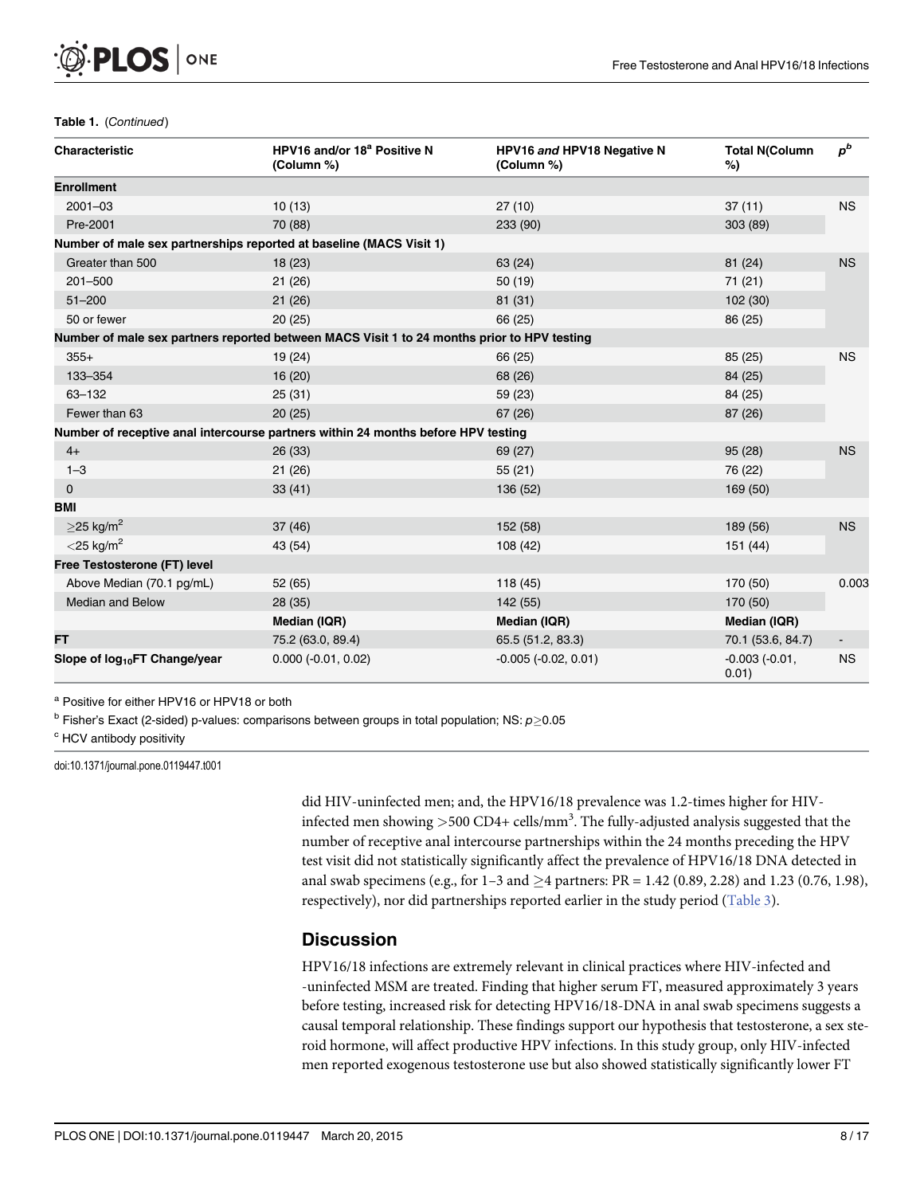**Table 1.** (*Continued*)

| Characteristic | HPV16 and/or 18[a] Positive N (Column %) | HPV16 *and* HPV18 Negative N (Column %) | Total N(Column %) | $p^b$ |
|---|---|---|---|---|
| **Enrollment** | | | | |
| 2001–03 | 10 (13) | 27 (10) | 37 (11) | NS |
| Pre-2001 | 70 (88) | 233 (90) | 303 (89) | |
| **Number of male sex partnerships reported at baseline (MACS Visit 1)** | | | | |
| Greater than 500 | 18 (23) | 63 (24) | 81 (24) | NS |
| 201–500 | 21 (26) | 50 (19) | 71 (21) | |
| 51–200 | 21 (26) | 81 (31) | 102 (30) | |
| 50 or fewer | 20 (25) | 66 (25) | 86 (25) | |
| **Number of male sex partners reported between MACS Visit 1 to 24 months prior to HPV testing** | | | | |
| 355+ | 19 (24) | 66 (25) | 85 (25) | NS |
| 133–354 | 16 (20) | 68 (26) | 84 (25) | |
| 63–132 | 25 (31) | 59 (23) | 84 (25) | |
| Fewer than 63 | 20 (25) | 67 (26) | 87 (26) | |
| **Number of receptive anal intercourse partners within 24 months before HPV testing** | | | | |
| 4+ | 26 (33) | 69 (27) | 95 (28) | NS |
| 1–3 | 21 (26) | 55 (21) | 76 (22) | |
| 0 | 33 (41) | 136 (52) | 169 (50) | |
| **BMI** | | | | |
| $\geq$25 kg/m$^2$ | 37 (46) | 152 (58) | 189 (56) | NS |
| $<$25 kg/m$^2$ | 43 (54) | 108 (42) | 151 (44) | |
| **Free Testosterone (FT) level** | | | | |
| Above Median (70.1 pg/mL) | 52 (65) | 118 (45) | 170 (50) | 0.003 |
| Median and Below | 28 (35) | 142 (55) | 170 (50) | |
| | **Median (IQR)** | **Median (IQR)** | **Median (IQR)** | |
| **FT** | 75.2 (63.0, 89.4) | 65.5 (51.2, 83.3) | 70.1 (53.6, 84.7) | - |
| **Slope of $log_{10}$FT Change/year** | 0.000 (-0.01, 0.02) | -0.005 (-0.02, 0.01) | -0.003 (-0.01, 0.01) | NS |

[a] Positive for either HPV16 or HPV18 or both

[b] Fisher's Exact (2-sided) p-values: comparisons between groups in total population; NS: $p \geq 0.05$

[c] HCV antibody positivity

doi:10.1371/journal.pone.0119447.t001

did HIV-uninfected men; and, the HPV16/18 prevalence was 1.2-times higher for HIV-infected men showing >500 CD4+ cells/mm$^3$. The fully-adjusted analysis suggested that the number of receptive anal intercourse partnerships within the 24 months preceding the HPV test visit did not statistically significantly affect the prevalence of HPV16/18 DNA detected in anal swab specimens (e.g., for 1–3 and $\geq$4 partners: PR = 1.42 (0.89, 2.28) and 1.23 (0.76, 1.98), respectively), nor did partnerships reported earlier in the study period (Table 3).

## Discussion

HPV16/18 infections are extremely relevant in clinical practices where HIV-infected and -uninfected MSM are treated. Finding that higher serum FT, measured approximately 3 years before testing, increased risk for detecting HPV16/18-DNA in anal swab specimens suggests a causal temporal relationship. These findings support our hypothesis that testosterone, a sex steroid hormone, will affect productive HPV infections. In this study group, only HIV-infected men reported exogenous testosterone use but also showed statistically significantly lower FT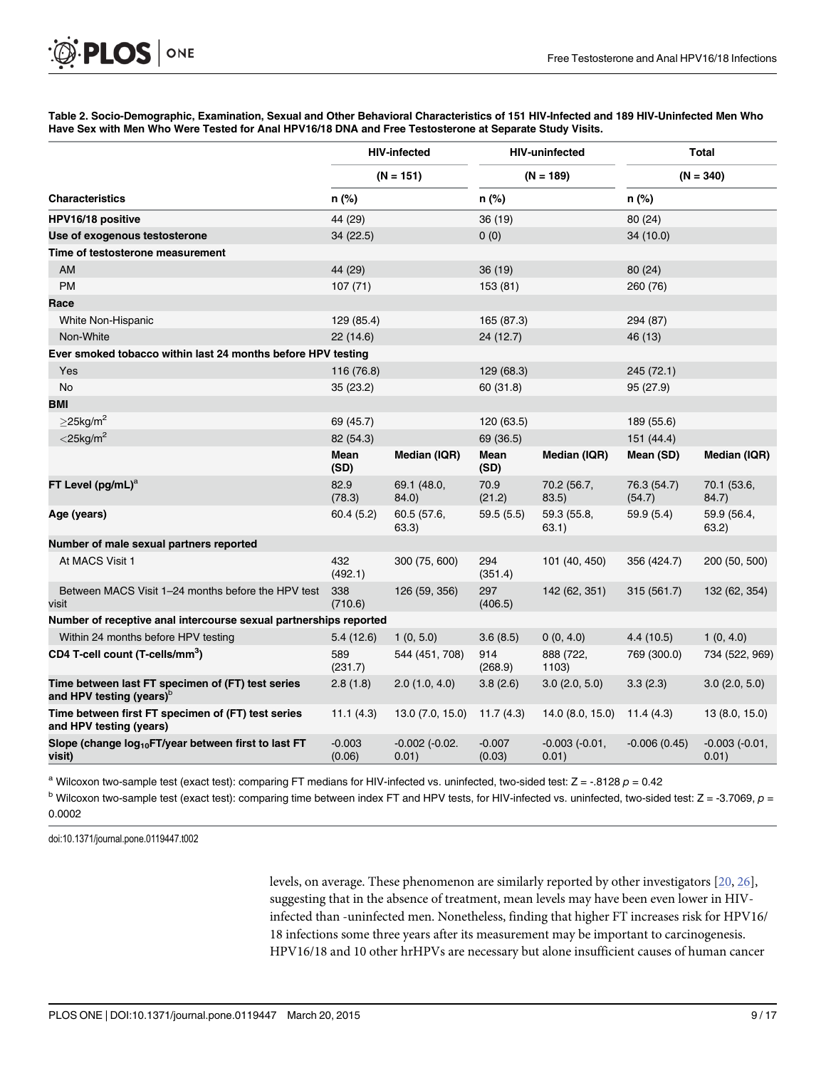**Table 2. Socio-Demographic, Examination, Sexual and Other Behavioral Characteristics of 151 HIV-Infected and 189 HIV-Uninfected Men Who Have Sex with Men Who Were Tested for Anal HPV16/18 DNA and Free Testosterone at Separate Study Visits.**

| | HIV-infected | | HIV-uninfected | | Total | |
|---|---|---|---|---|---|---|
| | (N = 151) | | (N = 189) | | (N = 340) | |
| **Characteristics** | n (%) | | n (%) | | n (%) | |
| **HPV16/18 positive** | 44 (29) | | 36 (19) | | 80 (24) | |
| **Use of exogenous testosterone** | 34 (22.5) | | 0 (0) | | 34 (10.0) | |
| **Time of testosterone measurement** | | | | | | |
| AM | 44 (29) | | 36 (19) | | 80 (24) | |
| PM | 107 (71) | | 153 (81) | | 260 (76) | |
| **Race** | | | | | | |
| White Non-Hispanic | 129 (85.4) | | 165 (87.3) | | 294 (87) | |
| Non-White | 22 (14.6) | | 24 (12.7) | | 46 (13) | |
| **Ever smoked tobacco within last 24 months before HPV testing** | | | | | | |
| Yes | 116 (76.8) | | 129 (68.3) | | 245 (72.1) | |
| No | 35 (23.2) | | 60 (31.8) | | 95 (27.9) | |
| **BMI** | | | | | | |
| $\geq 25kg/m^2$ | 69 (45.7) | | 120 (63.5) | | 189 (55.6) | |
| $< 25kg/m^2$ | 82 (54.3) | | 69 (36.5) | | 151 (44.4) | |
| | **Mean (SD)** | **Median (IQR)** | **Mean (SD)** | **Median (IQR)** | **Mean (SD)** | **Median (IQR)** |
| **FT Level (pg/mL)**[a] | 82.9 (78.3) | 69.1 (48.0, 84.0) | 70.9 (21.2) | 70.2 (56.7, 83.5) | 76.3 (54.7) (54.7) | 70.1 (53.6, 84.7) |
| **Age (years)** | 60.4 (5.2) | 60.5 (57.6, 63.3) | 59.5 (5.5) | 59.3 (55.8, 63.1) | 59.9 (5.4) | 59.9 (56.4, 63.2) |
| **Number of male sexual partners reported** | | | | | | |
| At MACS Visit 1 | 432 (492.1) | 300 (75, 600) | 294 (351.4) | 101 (40, 450) | 356 (424.7) | 200 (50, 500) |
| Between MACS Visit 1–24 months before the HPV test visit | 338 (710.6) | 126 (59, 356) | 297 (406.5) | 142 (62, 351) | 315 (561.7) | 132 (62, 354) |
| **Number of receptive anal intercourse sexual partnerships reported** | | | | | | |
| Within 24 months before HPV testing | 5.4 (12.6) | 1 (0, 5.0) | 3.6 (8.5) | 0 (0, 4.0) | 4.4 (10.5) | 1 (0, 4.0) |
| **CD4 T-cell count (T-cells/mm³)** | 589 (231.7) | 544 (451, 708) | 914 (268.9) | 888 (722, 1103) | 769 (300.0) | 734 (522, 969) |
| **Time between last FT specimen of (FT) test series and HPV testing (years)**[b] | 2.8 (1.8) | 2.0 (1.0, 4.0) | 3.8 (2.6) | 3.0 (2.0, 5.0) | 3.3 (2.3) | 3.0 (2.0, 5.0) |
| **Time between first FT specimen of (FT) test series and HPV testing (years)** | 11.1 (4.3) | 13.0 (7.0, 15.0) | 11.7 (4.3) | 14.0 (8.0, 15.0) | 11.4 (4.3) | 13 (8.0, 15.0) |
| **Slope (change $\log_{10}$FT/year between first to last FT visit)** | -0.003 (0.06) | -0.002 (-0.02. 0.01) | -0.007 (0.03) | -0.003 (-0.01, 0.01) | -0.006 (0.45) | -0.003 (-0.01, 0.01) |

[a] Wilcoxon two-sample test (exact test): comparing FT medians for HIV-infected vs. uninfected, two-sided test: Z = -.8128 $p$ = 0.42

[b] Wilcoxon two-sample test (exact test): comparing time between index FT and HPV tests, for HIV-infected vs. uninfected, two-sided test: Z = -3.7069, $p$ = 0.0002

doi:10.1371/journal.pone.0119447.t002

levels, on average. These phenomenon are similarly reported by other investigators [20, 26], suggesting that in the absence of treatment, mean levels may have been even lower in HIV-infected than -uninfected men. Nonetheless, finding that higher FT increases risk for HPV16/18 infections some three years after its measurement may be important to carcinogenesis. HPV16/18 and 10 other hrHPVs are necessary but alone insufficient causes of human cancer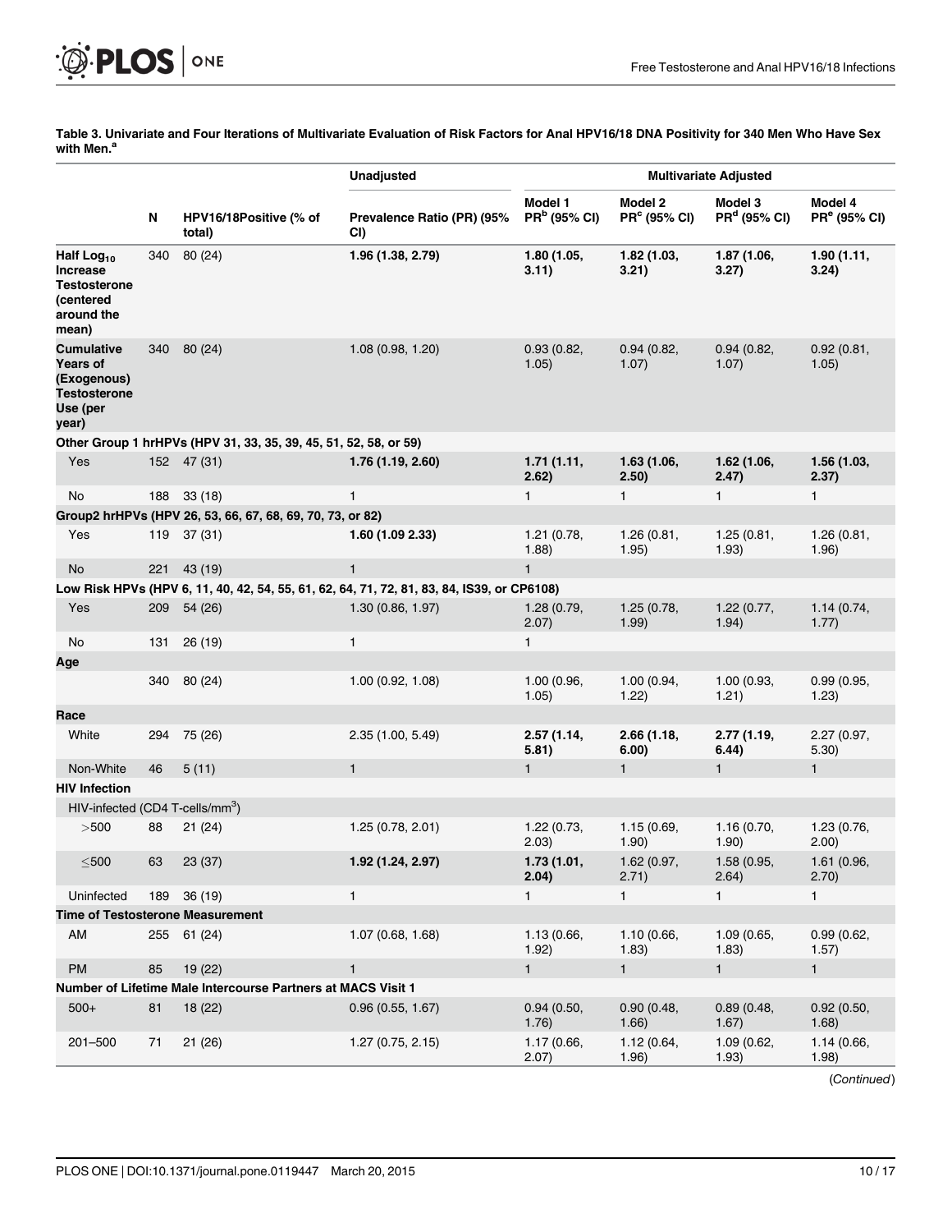**Table 3. Univariate and Four Iterations of Multivariate Evaluation of Risk Factors for Anal HPV16/18 DNA Positivity for 340 Men Who Have Sex with Men.[a]**

| | N | HPV16/18Positive (% of total) | Unadjusted | Multivariate Adjusted | | | |
|---|---|---|---|---|---|---|---|
| | | | Prevalence Ratio (PR) (95% CI) | Model 1 PR[b] (95% CI) | Model 2 PR[c] (95% CI) | Model 3 PR[d] (95% CI) | Model 4 PR[e] (95% CI) |
| **Half $Log_{10}$ Increase Testosterone (centered around the mean)** | 340 | 80 (24) | **1.96 (1.38, 2.79)** | **1.80 (1.05, 3.11)** | **1.82 (1.03, 3.21)** | **1.87 (1.06, 3.27)** | **1.90 (1.11, 3.24)** |
| **Cumulative Years of (Exogenous) Testosterone Use (per year)** | 340 | 80 (24) | 1.08 (0.98, 1.20) | 0.93 (0.82, 1.05) | 0.94 (0.82, 1.07) | 0.94 (0.82, 1.07) | 0.92 (0.81, 1.05) |
| **Other Group 1 hrHPVs (HPV 31, 33, 35, 39, 45, 51, 52, 58, or 59)** | | | | | | | |
| Yes | 152 | 47 (31) | **1.76 (1.19, 2.60)** | **1.71 (1.11, 2.62)** | **1.63 (1.06, 2.50)** | **1.62 (1.06, 2.47)** | **1.56 (1.03, 2.37)** |
| No | 188 | 33 (18) | 1 | 1 | 1 | 1 | 1 |
| **Group2 hrHPVs (HPV 26, 53, 66, 67, 68, 69, 70, 73, or 82)** | | | | | | | |
| Yes | 119 | 37 (31) | **1.60 (1.09 2.33)** | 1.21 (0.78, 1.88) | 1.26 (0.81, 1.95) | 1.25 (0.81, 1.93) | 1.26 (0.81, 1.96) |
| No | 221 | 43 (19) | 1 | 1 | | | |
| **Low Risk HPVs (HPV 6, 11, 40, 42, 54, 55, 61, 62, 64, 71, 72, 81, 83, 84, IS39, or CP6108)** | | | | | | | |
| Yes | 209 | 54 (26) | 1.30 (0.86, 1.97) | 1.28 (0.79, 2.07) | 1.25 (0.78, 1.99) | 1.22 (0.77, 1.94) | 1.14 (0.74, 1.77) |
| No | 131 | 26 (19) | 1 | 1 | | | |
| **Age** | | | | | | | |
| | 340 | 80 (24) | 1.00 (0.92, 1.08) | 1.00 (0.96, 1.05) | 1.00 (0.94, 1.22) | 1.00 (0.93, 1.21) | 0.99 (0.95, 1.23) |
| **Race** | | | | | | | |
| White | 294 | 75 (26) | 2.35 (1.00, 5.49) | **2.57 (1.14, 5.81)** | **2.66 (1.18, 6.00)** | **2.77 (1.19, 6.44)** | 2.27 (0.97, 5.30) |
| Non-White | 46 | 5 (11) | 1 | 1 | 1 | 1 | 1 |
| **HIV Infection** | | | | | | | |
| HIV-infected (CD4 T-cells/$mm^3$) | | | | | | | |
| >500 | 88 | 21 (24) | 1.25 (0.78, 2.01) | 1.22 (0.73, 2.03) | 1.15 (0.69, 1.90) | 1.16 (0.70, 1.90) | 1.23 (0.76, 2.00) |
| ≤500 | 63 | 23 (37) | **1.92 (1.24, 2.97)** | **1.73 (1.01, 2.04)** | 1.62 (0.97, 2.71) | 1.58 (0.95, 2.64) | 1.61 (0.96, 2.70) |
| Uninfected | 189 | 36 (19) | 1 | 1 | 1 | 1 | 1 |
| **Time of Testosterone Measurement** | | | | | | | |
| AM | 255 | 61 (24) | 1.07 (0.68, 1.68) | 1.13 (0.66, 1.92) | 1.10 (0.66, 1.83) | 1.09 (0.65, 1.83) | 0.99 (0.62, 1.57) |
| PM | 85 | 19 (22) | 1 | 1 | 1 | 1 | 1 |
| **Number of Lifetime Male Intercourse Partners at MACS Visit 1** | | | | | | | |
| 500+ | 81 | 18 (22) | 0.96 (0.55, 1.67) | 0.94 (0.50, 1.76) | 0.90 (0.48, 1.66) | 0.89 (0.48, 1.67) | 0.92 (0.50, 1.68) |
| 201–500 | 71 | 21 (26) | 1.27 (0.75, 2.15) | 1.17 (0.66, 2.07) | 1.12 (0.64, 1.96) | 1.09 (0.62, 1.93) | 1.14 (0.66, 1.98) |

(*Continued*)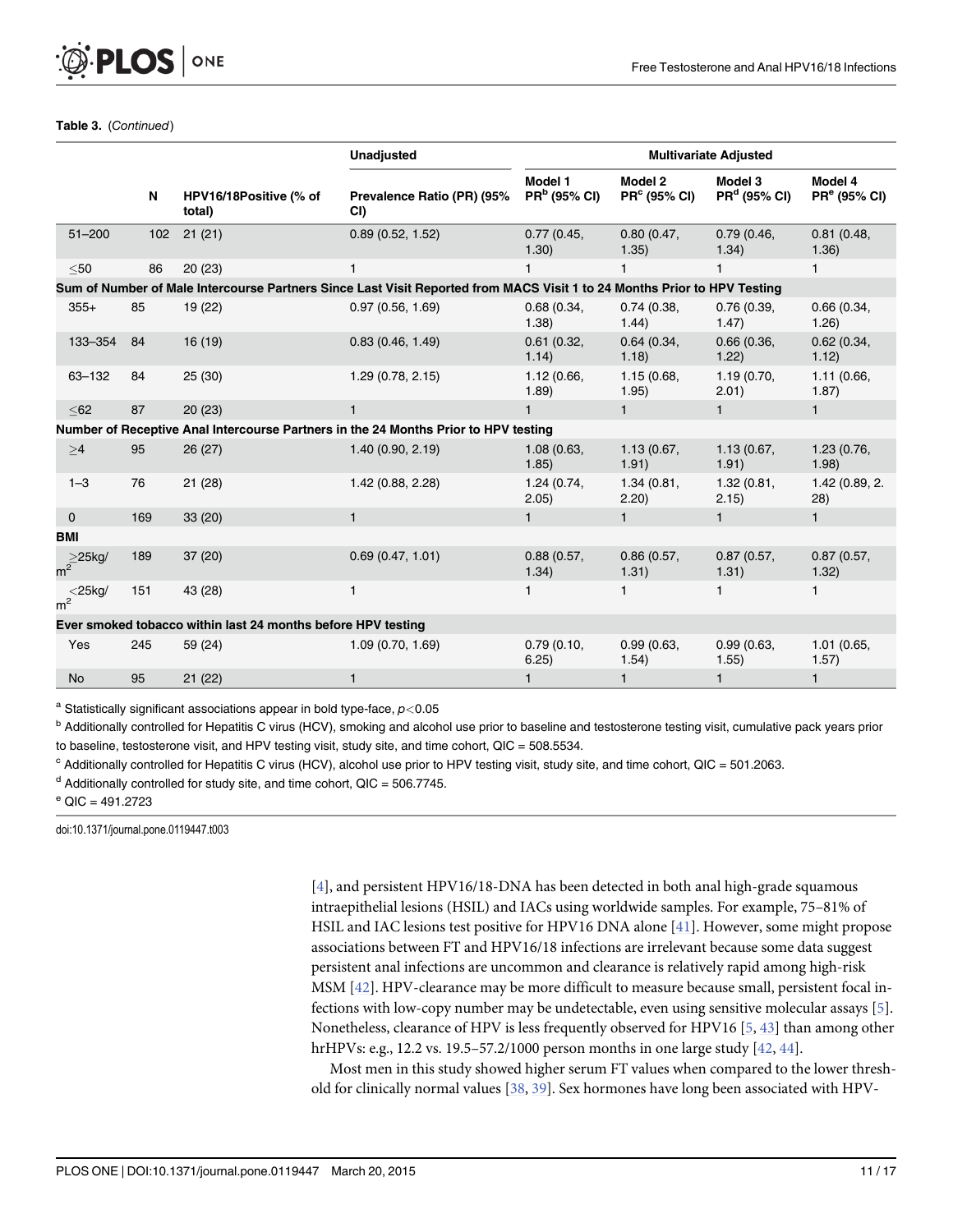**Table 3.** (*Continued*)

| | N | HPV16/18Positive (% of total) | Unadjusted | Multivariate Adjusted | | | |
|---|---|---|---|---|---|---|---|
| | | | Prevalence Ratio (PR) (95% CI) | Model 1 PR[b] (95% CI) | Model 2 PR[c] (95% CI) | Model 3 PR[d] (95% CI) | Model 4 PR[e] (95% CI) |
| 51–200 | 102 | 21 (21) | 0.89 (0.52, 1.52) | 0.77 (0.45, 1.30) | 0.80 (0.47, 1.35) | 0.79 (0.46, 1.34) | 0.81 (0.48, 1.36) |
| ≤50 | 86 | 20 (23) | 1 | 1 | 1 | 1 | 1 |
| **Sum of Number of Male Intercourse Partners Since Last Visit Reported from MACS Visit 1 to 24 Months Prior to HPV Testing** | | | | | | | |
| 355+ | 85 | 19 (22) | 0.97 (0.56, 1.69) | 0.68 (0.34, 1.38) | 0.74 (0.38, 1.44) | 0.76 (0.39, 1.47) | 0.66 (0.34, 1.26) |
| 133–354 | 84 | 16 (19) | 0.83 (0.46, 1.49) | 0.61 (0.32, 1.14) | 0.64 (0.34, 1.18) | 0.66 (0.36, 1.22) | 0.62 (0.34, 1.12) |
| 63–132 | 84 | 25 (30) | 1.29 (0.78, 2.15) | 1.12 (0.66, 1.89) | 1.15 (0.68, 1.95) | 1.19 (0.70, 2.01) | 1.11 (0.66, 1.87) |
| ≤62 | 87 | 20 (23) | 1 | 1 | 1 | 1 | 1 |
| **Number of Receptive Anal Intercourse Partners in the 24 Months Prior to HPV testing** | | | | | | | |
| ≥4 | 95 | 26 (27) | 1.40 (0.90, 2.19) | 1.08 (0.63, 1.85) | 1.13 (0.67, 1.91) | 1.13 (0.67, 1.91) | 1.23 (0.76, 1.98) |
| 1–3 | 76 | 21 (28) | 1.42 (0.88, 2.28) | 1.24 (0.74, 2.05) | 1.34 (0.81, 2.20) | 1.32 (0.81, 2.15) | 1.42 (0.89, 2.28) |
| 0 | 169 | 33 (20) | 1 | 1 | 1 | 1 | 1 |
| **BMI** | | | | | | | |
| ≥25kg/m$^2$ | 189 | 37 (20) | 0.69 (0.47, 1.01) | 0.88 (0.57, 1.34) | 0.86 (0.57, 1.31) | 0.87 (0.57, 1.31) | 0.87 (0.57, 1.32) |
| <25kg/m$^2$ | 151 | 43 (28) | 1 | 1 | 1 | 1 | 1 |
| **Ever smoked tobacco within last 24 months before HPV testing** | | | | | | | |
| Yes | 245 | 59 (24) | 1.09 (0.70, 1.69) | 0.79 (0.10, 6.25) | 0.99 (0.63, 1.54) | 0.99 (0.63, 1.55) | 1.01 (0.65, 1.57) |
| No | 95 | 21 (22) | 1 | 1 | 1 | 1 | 1 |

[a] Statistically significant associations appear in bold type-face, $p<0.05$

[b] Additionally controlled for Hepatitis C virus (HCV), smoking and alcohol use prior to baseline and testosterone testing visit, cumulative pack years prior to baseline, testosterone visit, and HPV testing visit, study site, and time cohort, QIC = 508.5534.

[c] Additionally controlled for Hepatitis C virus (HCV), alcohol use prior to HPV testing visit, study site, and time cohort, QIC = 501.2063.

[d] Additionally controlled for study site, and time cohort, QIC = 506.7745.

[e] QIC = 491.2723

doi:10.1371/journal.pone.0119447.t003

[4], and persistent HPV16/18-DNA has been detected in both anal high-grade squamous intraepithelial lesions (HSIL) and IACs using worldwide samples. For example, 75–81% of HSIL and IAC lesions test positive for HPV16 DNA alone [41]. However, some might propose associations between FT and HPV16/18 infections are irrelevant because some data suggest persistent anal infections are uncommon and clearance is relatively rapid among high-risk MSM [42]. HPV-clearance may be more difficult to measure because small, persistent focal infections with low-copy number may be undetectable, even using sensitive molecular assays [5]. Nonetheless, clearance of HPV is less frequently observed for HPV16 [5, 43] than among other hrHPVs: e.g., 12.2 vs. 19.5–57.2/1000 person months in one large study [42, 44].

Most men in this study showed higher serum FT values when compared to the lower threshold for clinically normal values [38, 39]. Sex hormones have long been associated with HPV-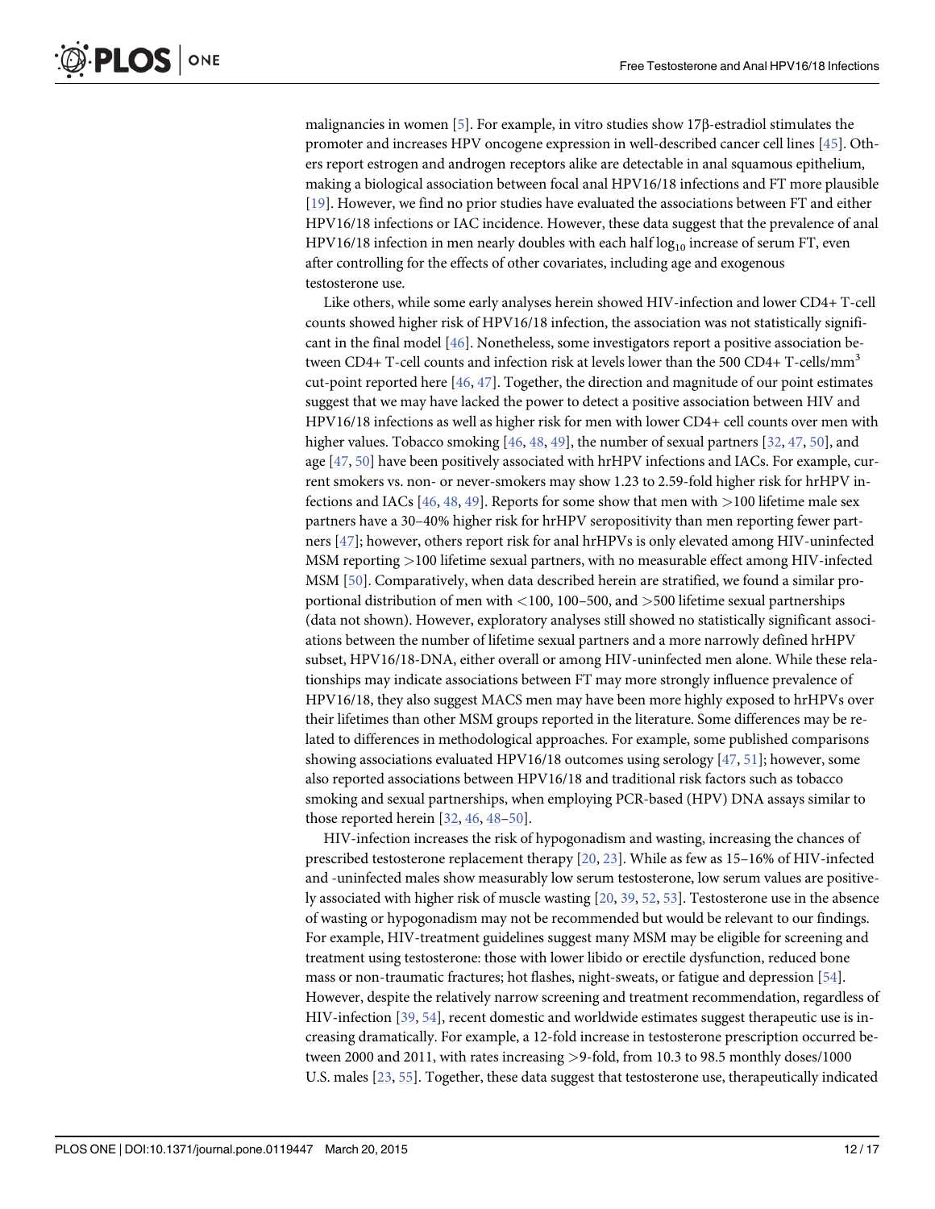malignancies in women [5]. For example, in vitro studies show 17β-estradiol stimulates the promoter and increases HPV oncogene expression in well-described cancer cell lines [45]. Others report estrogen and androgen receptors alike are detectable in anal squamous epithelium, making a biological association between focal anal HPV16/18 infections and FT more plausible [19]. However, we find no prior studies have evaluated the associations between FT and either HPV16/18 infections or IAC incidence. However, these data suggest that the prevalence of anal HPV16/18 infection in men nearly doubles with each half $\log_{10}$ increase of serum FT, even after controlling for the effects of other covariates, including age and exogenous testosterone use.

Like others, while some early analyses herein showed HIV-infection and lower CD4+ T-cell counts showed higher risk of HPV16/18 infection, the association was not statistically significant in the final model [46]. Nonetheless, some investigators report a positive association between CD4+ T-cell counts and infection risk at levels lower than the 500 CD4+ T-cells/mm$^3$ cut-point reported here [46, 47]. Together, the direction and magnitude of our point estimates suggest that we may have lacked the power to detect a positive association between HIV and HPV16/18 infections as well as higher risk for men with lower CD4+ cell counts over men with higher values. Tobacco smoking [46, 48, 49], the number of sexual partners [32, 47, 50], and age [47, 50] have been positively associated with hrHPV infections and IACs. For example, current smokers vs. non- or never-smokers may show 1.23 to 2.59-fold higher risk for hrHPV infections and IACs [46, 48, 49]. Reports for some show that men with >100 lifetime male sex partners have a 30–40% higher risk for hrHPV seropositivity than men reporting fewer partners [47]; however, others report risk for anal hrHPVs is only elevated among HIV-uninfected MSM reporting >100 lifetime sexual partners, with no measurable effect among HIV-infected MSM [50]. Comparatively, when data described herein are stratified, we found a similar proportional distribution of men with <100, 100–500, and >500 lifetime sexual partnerships (data not shown). However, exploratory analyses still showed no statistically significant associations between the number of lifetime sexual partners and a more narrowly defined hrHPV subset, HPV16/18-DNA, either overall or among HIV-uninfected men alone. While these relationships may indicate associations between FT may more strongly influence prevalence of HPV16/18, they also suggest MACS men may have been more highly exposed to hrHPVs over their lifetimes than other MSM groups reported in the literature. Some differences may be related to differences in methodological approaches. For example, some published comparisons showing associations evaluated HPV16/18 outcomes using serology [47, 51]; however, some also reported associations between HPV16/18 and traditional risk factors such as tobacco smoking and sexual partnerships, when employing PCR-based (HPV) DNA assays similar to those reported herein [32, 46, 48–50].

HIV-infection increases the risk of hypogonadism and wasting, increasing the chances of prescribed testosterone replacement therapy [20, 23]. While as few as 15–16% of HIV-infected and -uninfected males show measurably low serum testosterone, low serum values are positively associated with higher risk of muscle wasting [20, 39, 52, 53]. Testosterone use in the absence of wasting or hypogonadism may not be recommended but would be relevant to our findings. For example, HIV-treatment guidelines suggest many MSM may be eligible for screening and treatment using testosterone: those with lower libido or erectile dysfunction, reduced bone mass or non-traumatic fractures; hot flashes, night-sweats, or fatigue and depression [54]. However, despite the relatively narrow screening and treatment recommendation, regardless of HIV-infection [39, 54], recent domestic and worldwide estimates suggest therapeutic use is increasing dramatically. For example, a 12-fold increase in testosterone prescription occurred between 2000 and 2011, with rates increasing >9-fold, from 10.3 to 98.5 monthly doses/1000 U.S. males [23, 55]. Together, these data suggest that testosterone use, therapeutically indicated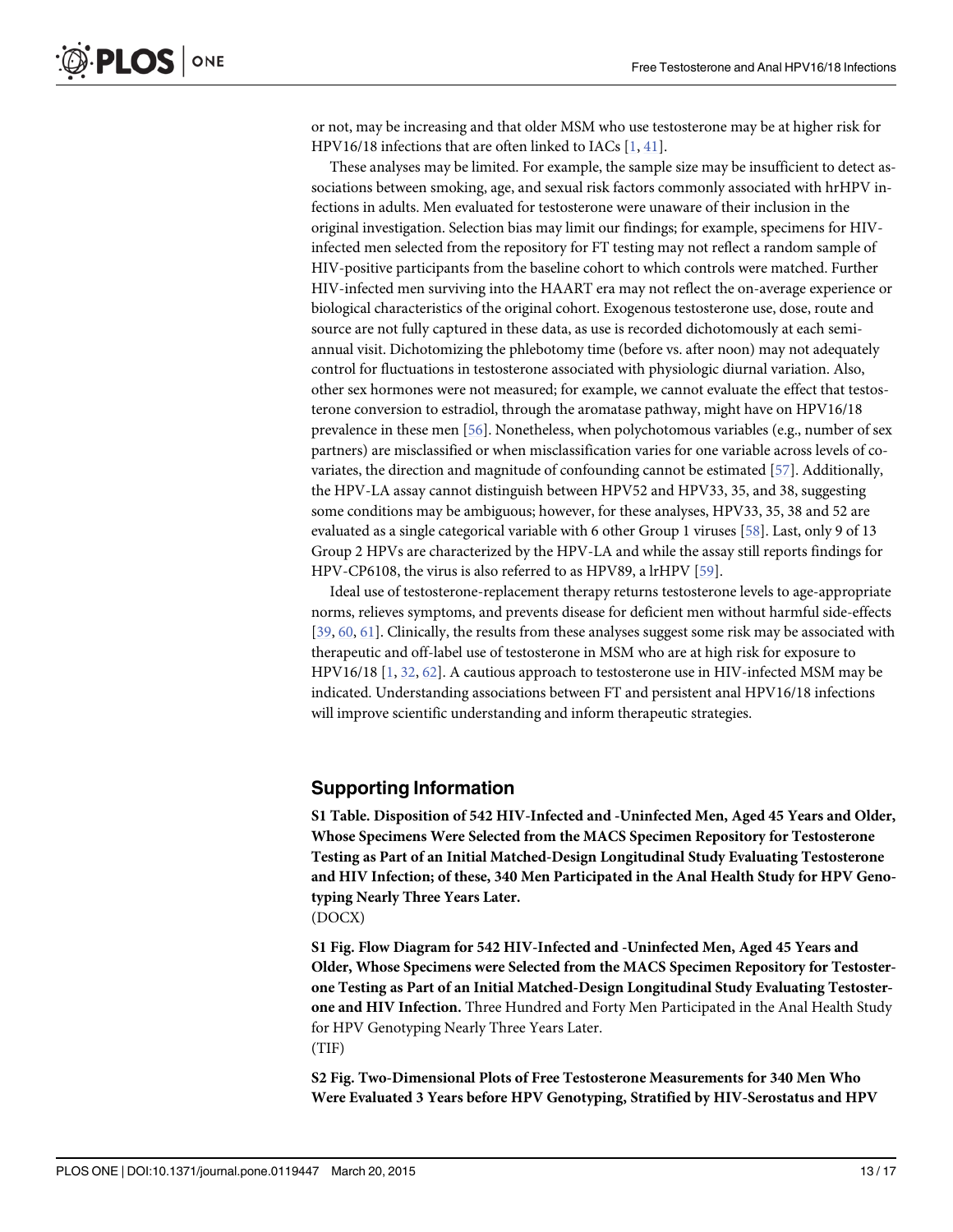or not, may be increasing and that older MSM who use testosterone may be at higher risk for HPV16/18 infections that are often linked to IACs [1, 41].

These analyses may be limited. For example, the sample size may be insufficient to detect associations between smoking, age, and sexual risk factors commonly associated with hrHPV infections in adults. Men evaluated for testosterone were unaware of their inclusion in the original investigation. Selection bias may limit our findings; for example, specimens for HIV-infected men selected from the repository for FT testing may not reflect a random sample of HIV-positive participants from the baseline cohort to which controls were matched. Further HIV-infected men surviving into the HAART era may not reflect the on-average experience or biological characteristics of the original cohort. Exogenous testosterone use, dose, route and source are not fully captured in these data, as use is recorded dichotomously at each semi-annual visit. Dichotomizing the phlebotomy time (before vs. after noon) may not adequately control for fluctuations in testosterone associated with physiologic diurnal variation. Also, other sex hormones were not measured; for example, we cannot evaluate the effect that testosterone conversion to estradiol, through the aromatase pathway, might have on HPV16/18 prevalence in these men [56]. Nonetheless, when polychotomous variables (e.g., number of sex partners) are misclassified or when misclassification varies for one variable across levels of covariates, the direction and magnitude of confounding cannot be estimated [57]. Additionally, the HPV-LA assay cannot distinguish between HPV52 and HPV33, 35, and 38, suggesting some conditions may be ambiguous; however, for these analyses, HPV33, 35, 38 and 52 are evaluated as a single categorical variable with 6 other Group 1 viruses [58]. Last, only 9 of 13 Group 2 HPVs are characterized by the HPV-LA and while the assay still reports findings for HPV-CP6108, the virus is also referred to as HPV89, a lrHPV [59].

Ideal use of testosterone-replacement therapy returns testosterone levels to age-appropriate norms, relieves symptoms, and prevents disease for deficient men without harmful side-effects [39, 60, 61]. Clinically, the results from these analyses suggest some risk may be associated with therapeutic and off-label use of testosterone in MSM who are at high risk for exposure to HPV16/18 [1, 32, 62]. A cautious approach to testosterone use in HIV-infected MSM may be indicated. Understanding associations between FT and persistent anal HPV16/18 infections will improve scientific understanding and inform therapeutic strategies.

## Supporting Information

**S1 Table. Disposition of 542 HIV-Infected and -Uninfected Men, Aged 45 Years and Older, Whose Specimens Were Selected from the MACS Specimen Repository for Testosterone Testing as Part of an Initial Matched-Design Longitudinal Study Evaluating Testosterone and HIV Infection; of these, 340 Men Participated in the Anal Health Study for HPV Genotyping Nearly Three Years Later.**
(DOCX)

**S1 Fig. Flow Diagram for 542 HIV-Infected and -Uninfected Men, Aged 45 Years and Older, Whose Specimens were Selected from the MACS Specimen Repository for Testosterone Testing as Part of an Initial Matched-Design Longitudinal Study Evaluating Testosterone and HIV Infection.** Three Hundred and Forty Men Participated in the Anal Health Study for HPV Genotyping Nearly Three Years Later.
(TIF)

**S2 Fig. Two-Dimensional Plots of Free Testosterone Measurements for 340 Men Who Were Evaluated 3 Years before HPV Genotyping, Stratified by HIV-Serostatus and HPV**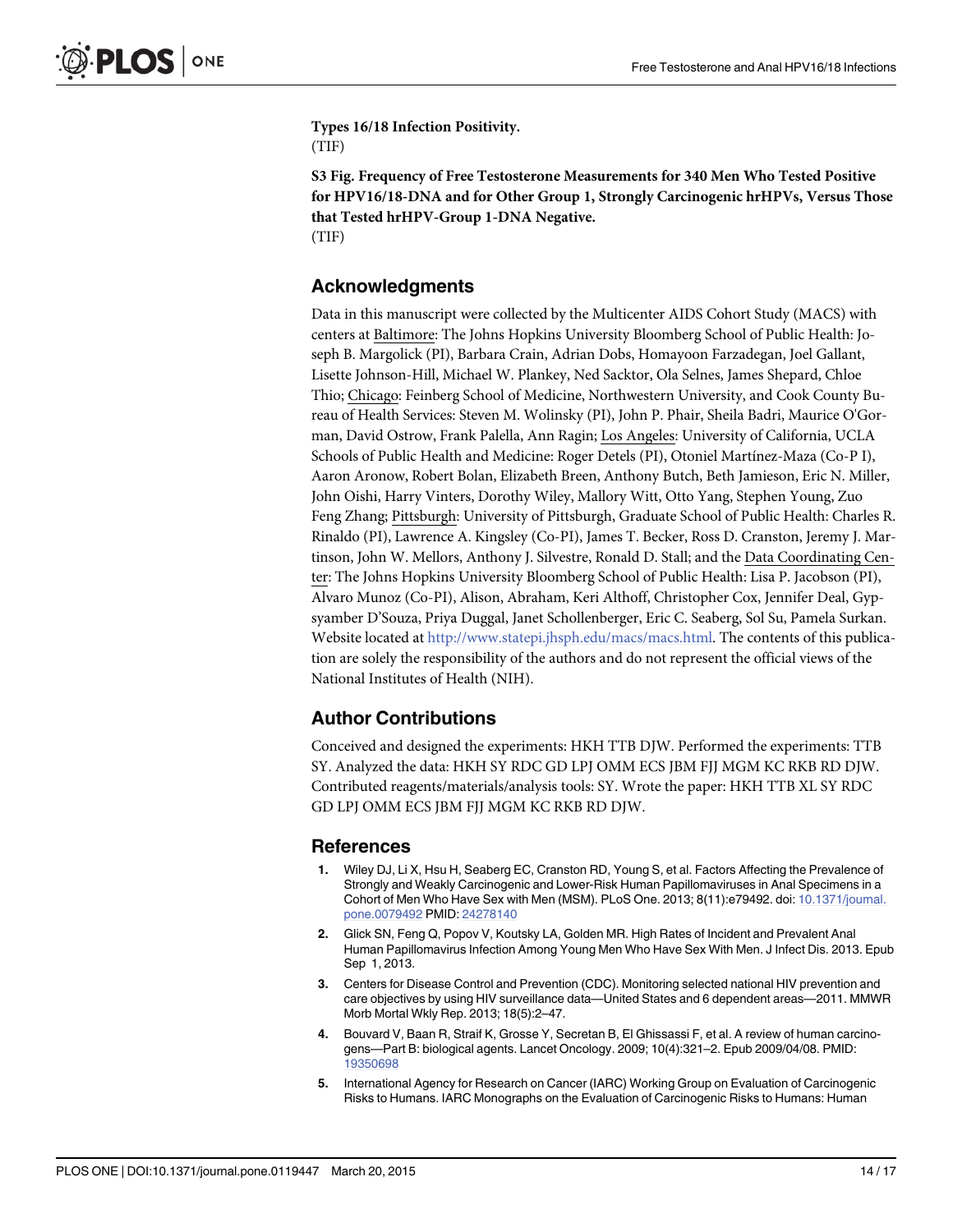**Types 16/18 Infection Positivity.**
(TIF)

**S3 Fig. Frequency of Free Testosterone Measurements for 340 Men Who Tested Positive for HPV16/18-DNA and for Other Group 1, Strongly Carcinogenic hrHPVs, Versus Those that Tested hrHPV-Group 1-DNA Negative.**
(TIF)

## Acknowledgments

Data in this manuscript were collected by the Multicenter AIDS Cohort Study (MACS) with centers at Baltimore: The Johns Hopkins University Bloomberg School of Public Health: Joseph B. Margolick (PI), Barbara Crain, Adrian Dobs, Homayoon Farzadegan, Joel Gallant, Lisette Johnson-Hill, Michael W. Plankey, Ned Sacktor, Ola Selnes, James Shepard, Chloe Thio; Chicago: Feinberg School of Medicine, Northwestern University, and Cook County Bureau of Health Services: Steven M. Wolinsky (PI), John P. Phair, Sheila Badri, Maurice O'Gorman, David Ostrow, Frank Palella, Ann Ragin; Los Angeles: University of California, UCLA Schools of Public Health and Medicine: Roger Detels (PI), Otoniel Martínez-Maza (Co-P I), Aaron Aronow, Robert Bolan, Elizabeth Breen, Anthony Butch, Beth Jamieson, Eric N. Miller, John Oishi, Harry Vinters, Dorothy Wiley, Mallory Witt, Otto Yang, Stephen Young, Zuo Feng Zhang; Pittsburgh: University of Pittsburgh, Graduate School of Public Health: Charles R. Rinaldo (PI), Lawrence A. Kingsley (Co-PI), James T. Becker, Ross D. Cranston, Jeremy J. Martinson, John W. Mellors, Anthony J. Silvestre, Ronald D. Stall; and the Data Coordinating Center: The Johns Hopkins University Bloomberg School of Public Health: Lisa P. Jacobson (PI), Alvaro Munoz (Co-PI), Alison, Abraham, Keri Althoff, Christopher Cox, Jennifer Deal, Gypsyamber D'Souza, Priya Duggal, Janet Schollenberger, Eric C. Seaberg, Sol Su, Pamela Surkan. Website located at http://www.statepi.jhsph.edu/macs/macs.html. The contents of this publication are solely the responsibility of the authors and do not represent the official views of the National Institutes of Health (NIH).

## Author Contributions

Conceived and designed the experiments: HKH TTB DJW. Performed the experiments: TTB SY. Analyzed the data: HKH SY RDC GD LPJ OMM ECS JBM FJJ MGM KC RKB RD DJW. Contributed reagents/materials/analysis tools: SY. Wrote the paper: HKH TTB XL SY RDC GD LPJ OMM ECS JBM FJJ MGM KC RKB RD DJW.

## References

1. Wiley DJ, Li X, Hsu H, Seaberg EC, Cranston RD, Young S, et al. Factors Affecting the Prevalence of Strongly and Weakly Carcinogenic and Lower-Risk Human Papillomaviruses in Anal Specimens in a Cohort of Men Who Have Sex with Men (MSM). PLoS One. 2013; 8(11):e79492. doi: 10.1371/journal.pone.0079492 PMID: 24278140
2. Glick SN, Feng Q, Popov V, Koutsky LA, Golden MR. High Rates of Incident and Prevalent Anal Human Papillomavirus Infection Among Young Men Who Have Sex With Men. J Infect Dis. 2013. Epub Sep 1, 2013.
3. Centers for Disease Control and Prevention (CDC). Monitoring selected national HIV prevention and care objectives by using HIV surveillance data—United States and 6 dependent areas—2011. MMWR Morb Mortal Wkly Rep. 2013; 18(5):2–47.
4. Bouvard V, Baan R, Straif K, Grosse Y, Secretan B, El Ghissassi F, et al. A review of human carcinogens—Part B: biological agents. Lancet Oncology. 2009; 10(4):321–2. Epub 2009/04/08. PMID: 19350698
5. International Agency for Research on Cancer (IARC) Working Group on Evaluation of Carcinogenic Risks to Humans. IARC Monographs on the Evaluation of Carcinogenic Risks to Humans: Human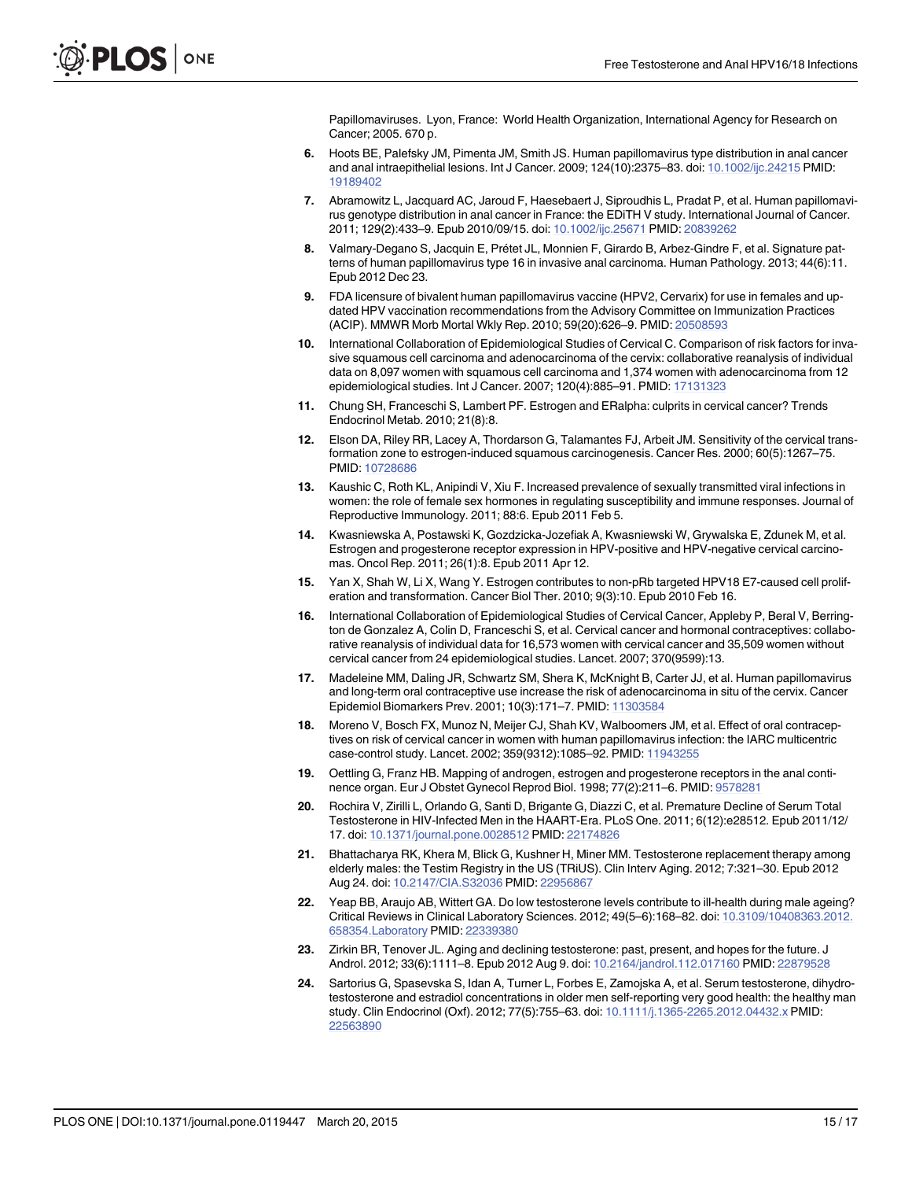Papillomaviruses. Lyon, France: World Health Organization, International Agency for Research on Cancer; 2005. 670 p.

6. Hoots BE, Palefsky JM, Pimenta JM, Smith JS. Human papillomavirus type distribution in anal cancer and anal intraepithelial lesions. Int J Cancer. 2009; 124(10):2375–83. doi: 10.1002/ijc.24215 PMID: 19189402
7. Abramowitz L, Jacquard AC, Jaroud F, Haesebaert J, Siproudhis L, Pradat P, et al. Human papillomavirus genotype distribution in anal cancer in France: the EDiTH V study. International Journal of Cancer. 2011; 129(2):433–9. Epub 2010/09/15. doi: 10.1002/ijc.25671 PMID: 20839262
8. Valmary-Degano S, Jacquin E, Prétet JL, Monnien F, Girardo B, Arbez-Gindre F, et al. Signature patterns of human papillomavirus type 16 in invasive anal carcinoma. Human Pathology. 2013; 44(6):11. Epub 2012 Dec 23.
9. FDA licensure of bivalent human papillomavirus vaccine (HPV2, Cervarix) for use in females and updated HPV vaccination recommendations from the Advisory Committee on Immunization Practices (ACIP). MMWR Morb Mortal Wkly Rep. 2010; 59(20):626–9. PMID: 20508593
10. International Collaboration of Epidemiological Studies of Cervical C. Comparison of risk factors for invasive squamous cell carcinoma and adenocarcinoma of the cervix: collaborative reanalysis of individual data on 8,097 women with squamous cell carcinoma and 1,374 women with adenocarcinoma from 12 epidemiological studies. Int J Cancer. 2007; 120(4):885–91. PMID: 17131323
11. Chung SH, Franceschi S, Lambert PF. Estrogen and ERalpha: culprits in cervical cancer? Trends Endocrinol Metab. 2010; 21(8):8.
12. Elson DA, Riley RR, Lacey A, Thordarson G, Talamantes FJ, Arbeit JM. Sensitivity of the cervical transformation zone to estrogen-induced squamous carcinogenesis. Cancer Res. 2000; 60(5):1267–75. PMID: 10728686
13. Kaushic C, Roth KL, Anipindi V, Xiu F. Increased prevalence of sexually transmitted viral infections in women: the role of female sex hormones in regulating susceptibility and immune responses. Journal of Reproductive Immunology. 2011; 88:6. Epub 2011 Feb 5.
14. Kwasniewska A, Postawski K, Gozdzicka-Jozefiak A, Kwasniewski W, Grywalska E, Zdunek M, et al. Estrogen and progesterone receptor expression in HPV-positive and HPV-negative cervical carcinomas. Oncol Rep. 2011; 26(1):8. Epub 2011 Apr 12.
15. Yan X, Shah W, Li X, Wang Y. Estrogen contributes to non-pRb targeted HPV18 E7-caused cell proliferation and transformation. Cancer Biol Ther. 2010; 9(3):10. Epub 2010 Feb 16.
16. International Collaboration of Epidemiological Studies of Cervical Cancer, Appleby P, Beral V, Berrington de Gonzalez A, Colin D, Franceschi S, et al. Cervical cancer and hormonal contraceptives: collaborative reanalysis of individual data for 16,573 women with cervical cancer and 35,509 women without cervical cancer from 24 epidemiological studies. Lancet. 2007; 370(9599):13.
17. Madeleine MM, Daling JR, Schwartz SM, Shera K, McKnight B, Carter JJ, et al. Human papillomavirus and long-term oral contraceptive use increase the risk of adenocarcinoma in situ of the cervix. Cancer Epidemiol Biomarkers Prev. 2001; 10(3):171–7. PMID: 11303584
18. Moreno V, Bosch FX, Munoz N, Meijer CJ, Shah KV, Walboomers JM, et al. Effect of oral contraceptives on risk of cervical cancer in women with human papillomavirus infection: the IARC multicentric case-control study. Lancet. 2002; 359(9312):1085–92. PMID: 11943255
19. Oettling G, Franz HB. Mapping of androgen, estrogen and progesterone receptors in the anal continence organ. Eur J Obstet Gynecol Reprod Biol. 1998; 77(2):211–6. PMID: 9578281
20. Rochira V, Zirilli L, Orlando G, Santi D, Brigante G, Diazzi C, et al. Premature Decline of Serum Total Testosterone in HIV-Infected Men in the HAART-Era. PLoS One. 2011; 6(12):e28512. Epub 2011/12/17. doi: 10.1371/journal.pone.0028512 PMID: 22174826
21. Bhattacharya RK, Khera M, Blick G, Kushner H, Miner MM. Testosterone replacement therapy among elderly males: the Testim Registry in the US (TRiUS). Clin Interv Aging. 2012; 7:321–30. Epub 2012 Aug 24. doi: 10.2147/CIA.S32036 PMID: 22956867
22. Yeap BB, Araujo AB, Wittert GA. Do low testosterone levels contribute to ill-health during male ageing? Critical Reviews in Clinical Laboratory Sciences. 2012; 49(5–6):168–82. doi: 10.3109/10408363.2012.658354.Laboratory PMID: 22339380
23. Zirkin BR, Tenover JL. Aging and declining testosterone: past, present, and hopes for the future. J Androl. 2012; 33(6):1111–8. Epub 2012 Aug 9. doi: 10.2164/jandrol.112.017160 PMID: 22879528
24. Sartorius G, Spasevska S, Idan A, Turner L, Forbes E, Zamojska A, et al. Serum testosterone, dihydrotestosterone and estradiol concentrations in older men self-reporting very good health: the healthy man study. Clin Endocrinol (Oxf). 2012; 77(5):755–63. doi: 10.1111/j.1365-2265.2012.04432.x PMID: 22563890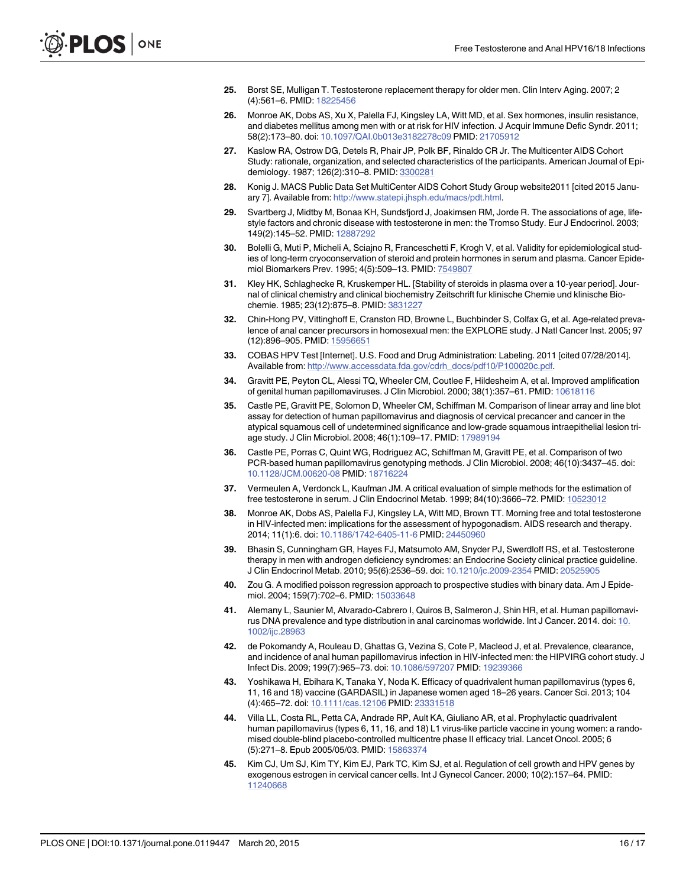25. Borst SE, Mulligan T. Testosterone replacement therapy for older men. Clin Interv Aging. 2007; 2 (4):561–6. PMID: 18225456

26. Monroe AK, Dobs AS, Xu X, Palella FJ, Kingsley LA, Witt MD, et al. Sex hormones, insulin resistance, and diabetes mellitus among men with or at risk for HIV infection. J Acquir Immune Defic Syndr. 2011; 58(2):173–80. doi: 10.1097/QAI.0b013e3182278c09 PMID: 21705912

27. Kaslow RA, Ostrow DG, Detels R, Phair JP, Polk BF, Rinaldo CR Jr. The Multicenter AIDS Cohort Study: rationale, organization, and selected characteristics of the participants. American Journal of Epidemiology. 1987; 126(2):310–8. PMID: 3300281

28. Konig J. MACS Public Data Set MultiCenter AIDS Cohort Study Group website2011 [cited 2015 January 7]. Available from: http://www.statepi.jhsph.edu/macs/pdt.html.

29. Svartberg J, Midtby M, Bonaa KH, Sundsfjord J, Joakimsen RM, Jorde R. The associations of age, lifestyle factors and chronic disease with testosterone in men: the Tromso Study. Eur J Endocrinol. 2003; 149(2):145–52. PMID: 12887292

30. Bolelli G, Muti P, Micheli A, Sciajno R, Franceschetti F, Krogh V, et al. Validity for epidemiological studies of long-term cryoconservation of steroid and protein hormones in serum and plasma. Cancer Epidemiol Biomarkers Prev. 1995; 4(5):509–13. PMID: 7549807

31. Kley HK, Schlaghecke R, Kruskemper HL. [Stability of steroids in plasma over a 10-year period]. Journal of clinical chemistry and clinical biochemistry Zeitschrift fur klinische Chemie und klinische Biochemie. 1985; 23(12):875–8. PMID: 3831227

32. Chin-Hong PV, Vittinghoff E, Cranston RD, Browne L, Buchbinder S, Colfax G, et al. Age-related prevalence of anal cancer precursors in homosexual men: the EXPLORE study. J Natl Cancer Inst. 2005; 97 (12):896–905. PMID: 15956651

33. COBAS HPV Test [Internet]. U.S. Food and Drug Administration: Labeling. 2011 [cited 07/28/2014]. Available from: http://www.accessdata.fda.gov/cdrh_docs/pdf10/P100020c.pdf.

34. Gravitt PE, Peyton CL, Alessi TQ, Wheeler CM, Coutlee F, Hildesheim A, et al. Improved amplification of genital human papillomaviruses. J Clin Microbiol. 2000; 38(1):357–61. PMID: 10618116

35. Castle PE, Gravitt PE, Solomon D, Wheeler CM, Schiffman M. Comparison of linear array and line blot assay for detection of human papillomavirus and diagnosis of cervical precancer and cancer in the atypical squamous cell of undetermined significance and low-grade squamous intraepithelial lesion triage study. J Clin Microbiol. 2008; 46(1):109–17. PMID: 17989194

36. Castle PE, Porras C, Quint WG, Rodriguez AC, Schiffman M, Gravitt PE, et al. Comparison of two PCR-based human papillomavirus genotyping methods. J Clin Microbiol. 2008; 46(10):3437–45. doi: 10.1128/JCM.00620-08 PMID: 18716224

37. Vermeulen A, Verdonck L, Kaufman JM. A critical evaluation of simple methods for the estimation of free testosterone in serum. J Clin Endocrinol Metab. 1999; 84(10):3666–72. PMID: 10523012

38. Monroe AK, Dobs AS, Palella FJ, Kingsley LA, Witt MD, Brown TT. Morning free and total testosterone in HIV-infected men: implications for the assessment of hypogonadism. AIDS research and therapy. 2014; 11(1):6. doi: 10.1186/1742-6405-11-6 PMID: 24450960

39. Bhasin S, Cunningham GR, Hayes FJ, Matsumoto AM, Snyder PJ, Swerdloff RS, et al. Testosterone therapy in men with androgen deficiency syndromes: an Endocrine Society clinical practice guideline. J Clin Endocrinol Metab. 2010; 95(6):2536–59. doi: 10.1210/jc.2009-2354 PMID: 20525905

40. Zou G. A modified poisson regression approach to prospective studies with binary data. Am J Epidemiol. 2004; 159(7):702–6. PMID: 15033648

41. Alemany L, Saunier M, Alvarado-Cabrero I, Quiros B, Salmeron J, Shin HR, et al. Human papillomavirus DNA prevalence and type distribution in anal carcinomas worldwide. Int J Cancer. 2014. doi: 10.1002/ijc.28963

42. de Pokomandy A, Rouleau D, Ghattas G, Vezina S, Cote P, Macleod J, et al. Prevalence, clearance, and incidence of anal human papillomavirus infection in HIV-infected men: the HIPVIRG cohort study. J Infect Dis. 2009; 199(7):965–73. doi: 10.1086/597207 PMID: 19239366

43. Yoshikawa H, Ebihara K, Tanaka Y, Noda K. Efficacy of quadrivalent human papillomavirus (types 6, 11, 16 and 18) vaccine (GARDASIL) in Japanese women aged 18–26 years. Cancer Sci. 2013; 104 (4):465–72. doi: 10.1111/cas.12106 PMID: 23331518

44. Villa LL, Costa RL, Petta CA, Andrade RP, Ault KA, Giuliano AR, et al. Prophylactic quadrivalent human papillomavirus (types 6, 11, 16, and 18) L1 virus-like particle vaccine in young women: a randomised double-blind placebo-controlled multicentre phase II efficacy trial. Lancet Oncol. 2005; 6 (5):271–8. Epub 2005/05/03. PMID: 15863374

45. Kim CJ, Um SJ, Kim TY, Kim EJ, Park TC, Kim SJ, et al. Regulation of cell growth and HPV genes by exogenous estrogen in cervical cancer cells. Int J Gynecol Cancer. 2000; 10(2):157–64. PMID: 11240668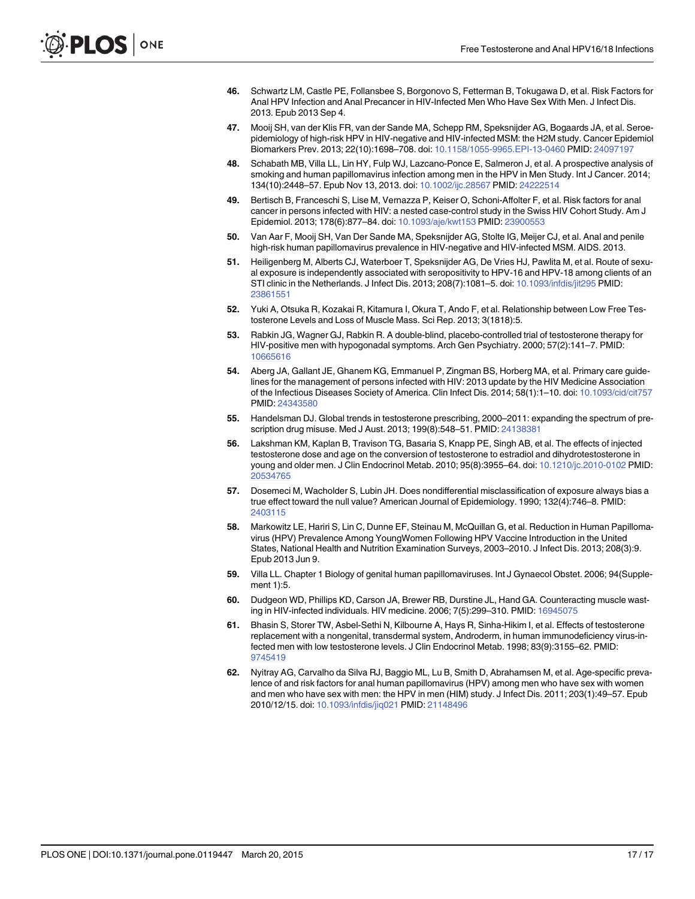46. Schwartz LM, Castle PE, Follansbee S, Borgonovo S, Fetterman B, Tokugawa D, et al. Risk Factors for Anal HPV Infection and Anal Precancer in HIV-Infected Men Who Have Sex With Men. J Infect Dis. 2013. Epub 2013 Sep 4.

47. Mooij SH, van der Klis FR, van der Sande MA, Schepp RM, Speksnijder AG, Bogaards JA, et al. Seroepidemiology of high-risk HPV in HIV-negative and HIV-infected MSM: the H2M study. Cancer Epidemiol Biomarkers Prev. 2013; 22(10):1698–708. doi: 10.1158/1055-9965.EPI-13-0460 PMID: 24097197

48. Schabath MB, Villa LL, Lin HY, Fulp WJ, Lazcano-Ponce E, Salmeron J, et al. A prospective analysis of smoking and human papillomavirus infection among men in the HPV in Men Study. Int J Cancer. 2014; 134(10):2448–57. Epub Nov 13, 2013. doi: 10.1002/ijc.28567 PMID: 24222514

49. Bertisch B, Franceschi S, Lise M, Vernazza P, Keiser O, Schoni-Affolter F, et al. Risk factors for anal cancer in persons infected with HIV: a nested case-control study in the Swiss HIV Cohort Study. Am J Epidemiol. 2013; 178(6):877–84. doi: 10.1093/aje/kwt153 PMID: 23900553

50. Van Aar F, Mooij SH, Van Der Sande MA, Speksnijder AG, Stolte IG, Meijer CJ, et al. Anal and penile high-risk human papillomavirus prevalence in HIV-negative and HIV-infected MSM. AIDS. 2013.

51. Heiligenberg M, Alberts CJ, Waterboer T, Speksnijder AG, De Vries HJ, Pawlita M, et al. Route of sexual exposure is independently associated with seropositivity to HPV-16 and HPV-18 among clients of an STI clinic in the Netherlands. J Infect Dis. 2013; 208(7):1081–5. doi: 10.1093/infdis/jit295 PMID: 23861551

52. Yuki A, Otsuka R, Kozakai R, Kitamura I, Okura T, Ando F, et al. Relationship between Low Free Testosterone Levels and Loss of Muscle Mass. Sci Rep. 2013; 3(1818):5.

53. Rabkin JG, Wagner GJ, Rabkin R. A double-blind, placebo-controlled trial of testosterone therapy for HIV-positive men with hypogonadal symptoms. Arch Gen Psychiatry. 2000; 57(2):141–7. PMID: 10665616

54. Aberg JA, Gallant JE, Ghanem KG, Emmanuel P, Zingman BS, Horberg MA, et al. Primary care guidelines for the management of persons infected with HIV: 2013 update by the HIV Medicine Association of the Infectious Diseases Society of America. Clin Infect Dis. 2014; 58(1):1–10. doi: 10.1093/cid/cit757 PMID: 24343580

55. Handelsman DJ. Global trends in testosterone prescribing, 2000–2011: expanding the spectrum of prescription drug misuse. Med J Aust. 2013; 199(8):548–51. PMID: 24138381

56. Lakshman KM, Kaplan B, Travison TG, Basaria S, Knapp PE, Singh AB, et al. The effects of injected testosterone dose and age on the conversion of testosterone to estradiol and dihydrotestosterone in young and older men. J Clin Endocrinol Metab. 2010; 95(8):3955–64. doi: 10.1210/jc.2010-0102 PMID: 20534765

57. Dosemeci M, Wacholder S, Lubin JH. Does nondifferential misclassification of exposure always bias a true effect toward the null value? American Journal of Epidemiology. 1990; 132(4):746–8. PMID: 2403115

58. Markowitz LE, Hariri S, Lin C, Dunne EF, Steinau M, McQuillan G, et al. Reduction in Human Papillomavirus (HPV) Prevalence Among YoungWomen Following HPV Vaccine Introduction in the United States, National Health and Nutrition Examination Surveys, 2003–2010. J Infect Dis. 2013; 208(3):9. Epub 2013 Jun 9.

59. Villa LL. Chapter 1 Biology of genital human papillomaviruses. Int J Gynaecol Obstet. 2006; 94(Supplement 1):5.

60. Dudgeon WD, Phillips KD, Carson JA, Brewer RB, Durstine JL, Hand GA. Counteracting muscle wasting in HIV-infected individuals. HIV medicine. 2006; 7(5):299–310. PMID: 16945075

61. Bhasin S, Storer TW, Asbel-Sethi N, Kilbourne A, Hays R, Sinha-Hikim I, et al. Effects of testosterone replacement with a nongenital, transdermal system, Androderm, in human immunodeficiency virus-infected men with low testosterone levels. J Clin Endocrinol Metab. 1998; 83(9):3155–62. PMID: 9745419

62. Nyitray AG, Carvalho da Silva RJ, Baggio ML, Lu B, Smith D, Abrahamsen M, et al. Age-specific prevalence of and risk factors for anal human papillomavirus (HPV) among men who have sex with women and men who have sex with men: the HPV in men (HIM) study. J Infect Dis. 2011; 203(1):49–57. Epub 2010/12/15. doi: 10.1093/infdis/jiq021 PMID: 21148496